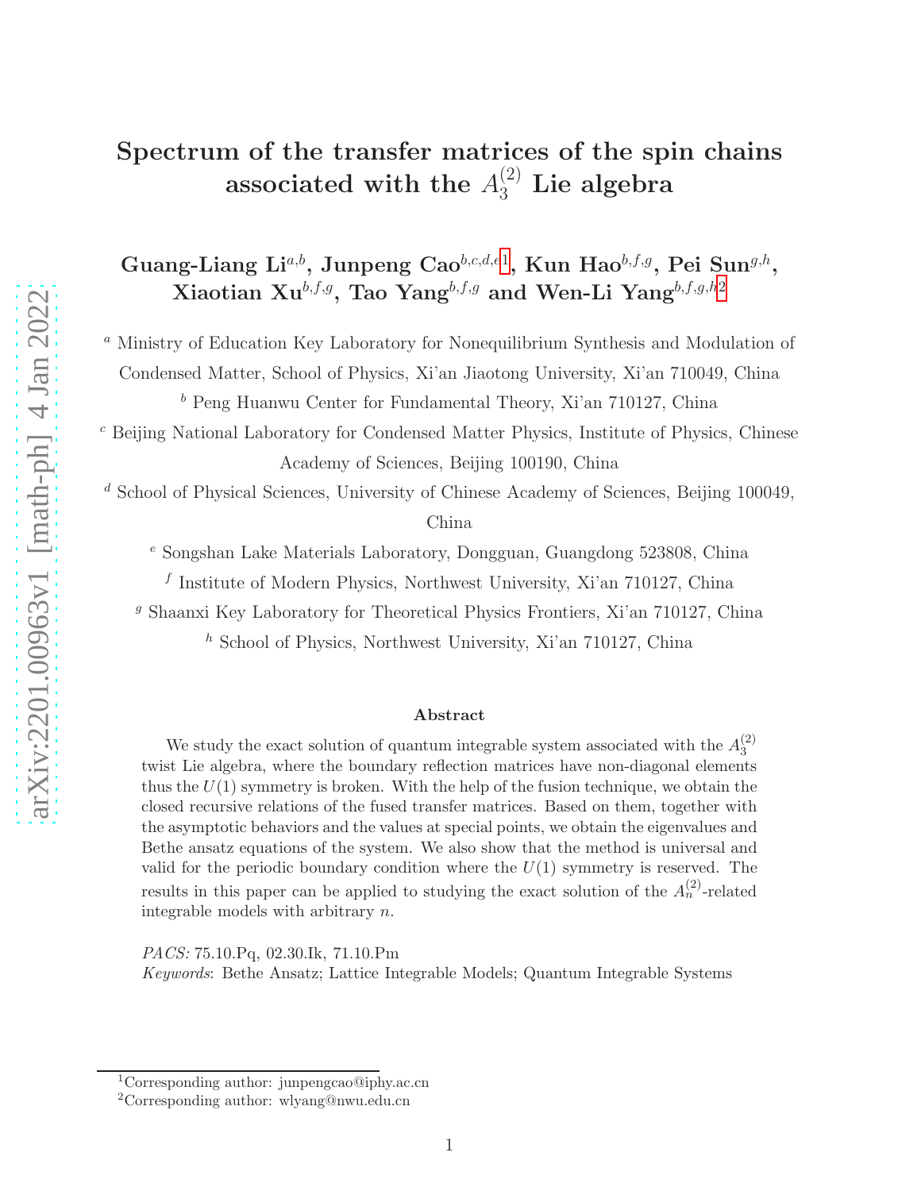# Spectrum of the transfer matrices of the spin chains associated with the $A_3^{(2)}$ Lie algebra

**Guang-Liang Li**[a,b], **Junpeng Cao**[b,c,d,e,1], **Kun Hao**[b,f,g], **Pei Sun**[g,h], **Xiaotian Xu**[b,f,g], **Tao Yang**[b,f,g] **and Wen-Li Yang**[b,f,g,h,2]

[a] Ministry of Education Key Laboratory for Nonequilibrium Synthesis and Modulation of Condensed Matter, School of Physics, Xi'an Jiaotong University, Xi'an 710049, China

[b] Peng Huanwu Center for Fundamental Theory, Xi'an 710127, China

[c] Beijing National Laboratory for Condensed Matter Physics, Institute of Physics, Chinese Academy of Sciences, Beijing 100190, China

[d] School of Physical Sciences, University of Chinese Academy of Sciences, Beijing 100049, China

[e] Songshan Lake Materials Laboratory, Dongguan, Guangdong 523808, China

[f] Institute of Modern Physics, Northwest University, Xi'an 710127, China

[g] Shaanxi Key Laboratory for Theoretical Physics Frontiers, Xi'an 710127, China

[h] School of Physics, Northwest University, Xi'an 710127, China

## Abstract

We study the exact solution of quantum integrable system associated with the $A_3^{(2)}$ twist Lie algebra, where the boundary reflection matrices have non-diagonal elements thus the $U(1)$ symmetry is broken. With the help of the fusion technique, we obtain the closed recursive relations of the fused transfer matrices. Based on them, together with the asymptotic behaviors and the values at special points, we obtain the eigenvalues and Bethe ansatz equations of the system. We also show that the method is universal and valid for the periodic boundary condition where the $U(1)$ symmetry is reserved. The results in this paper can be applied to studying the exact solution of the $A_n^{(2)}$-related integrable models with arbitrary $n$.

*PACS:* 75.10.Pq, 02.30.Ik, 71.10.Pm

*Keywords*: Bethe Ansatz; Lattice Integrable Models; Quantum Integrable Systems

---

[1] Corresponding author: junpengcao@iphy.ac.cn

[2] Corresponding author: wlyang@nwu.edu.cn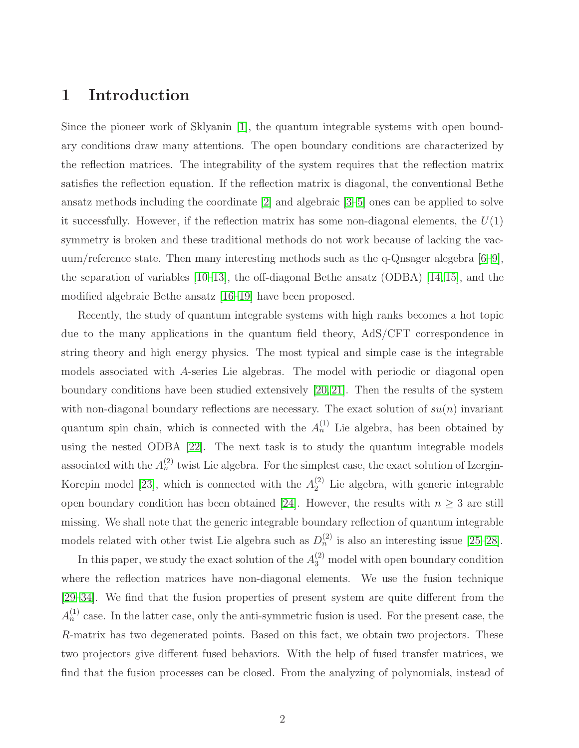# 1 Introduction

Since the pioneer work of Sklyanin [1], the quantum integrable systems with open boundary conditions draw many attentions. The open boundary conditions are characterized by the reflection matrices. The integrability of the system requires that the reflection matrix satisfies the reflection equation. If the reflection matrix is diagonal, the conventional Bethe ansatz methods including the coordinate [2] and algebraic [3–5] ones can be applied to solve it successfully. However, if the reflection matrix has some non-diagonal elements, the $U(1)$ symmetry is broken and these traditional methods do not work because of lacking the vacuum/reference state. Then many interesting methods such as the q-Qnsager alegebra [6–9], the separation of variables [10–13], the off-diagonal Bethe ansatz (ODBA) [14,15], and the modified algebraic Bethe ansatz [16–19] have been proposed.

Recently, the study of quantum integrable systems with high ranks becomes a hot topic due to the many applications in the quantum field theory, AdS/CFT correspondence in string theory and high energy physics. The most typical and simple case is the integrable models associated with $A$-series Lie algebras. The model with periodic or diagonal open boundary conditions have been studied extensively [20,21]. Then the results of the system with non-diagonal boundary reflections are necessary. The exact solution of $su(n)$ invariant quantum spin chain, which is connected with the $A_n^{(1)}$ Lie algebra, has been obtained by using the nested ODBA [22]. The next task is to study the quantum integrable models associated with the $A_n^{(2)}$ twist Lie algebra. For the simplest case, the exact solution of Izergin-Korepin model [23], which is connected with the $A_2^{(2)}$ Lie algebra, with generic integrable open boundary condition has been obtained [24]. However, the results with $n \geq 3$ are still missing. We shall note that the generic integrable boundary reflection of quantum integrable models related with other twist Lie algebra such as $D_n^{(2)}$ is also an interesting issue [25–28].

In this paper, we study the exact solution of the $A_3^{(2)}$ model with open boundary condition where the reflection matrices have non-diagonal elements. We use the fusion technique [29–34]. We find that the fusion properties of present system are quite different from the $A_n^{(1)}$ case. In the latter case, only the anti-symmetric fusion is used. For the present case, the $R$-matrix has two degenerated points. Based on this fact, we obtain two projectors. These two projectors give different fused behaviors. With the help of fused transfer matrices, we find that the fusion processes can be closed. From the analyzing of polynomials, instead of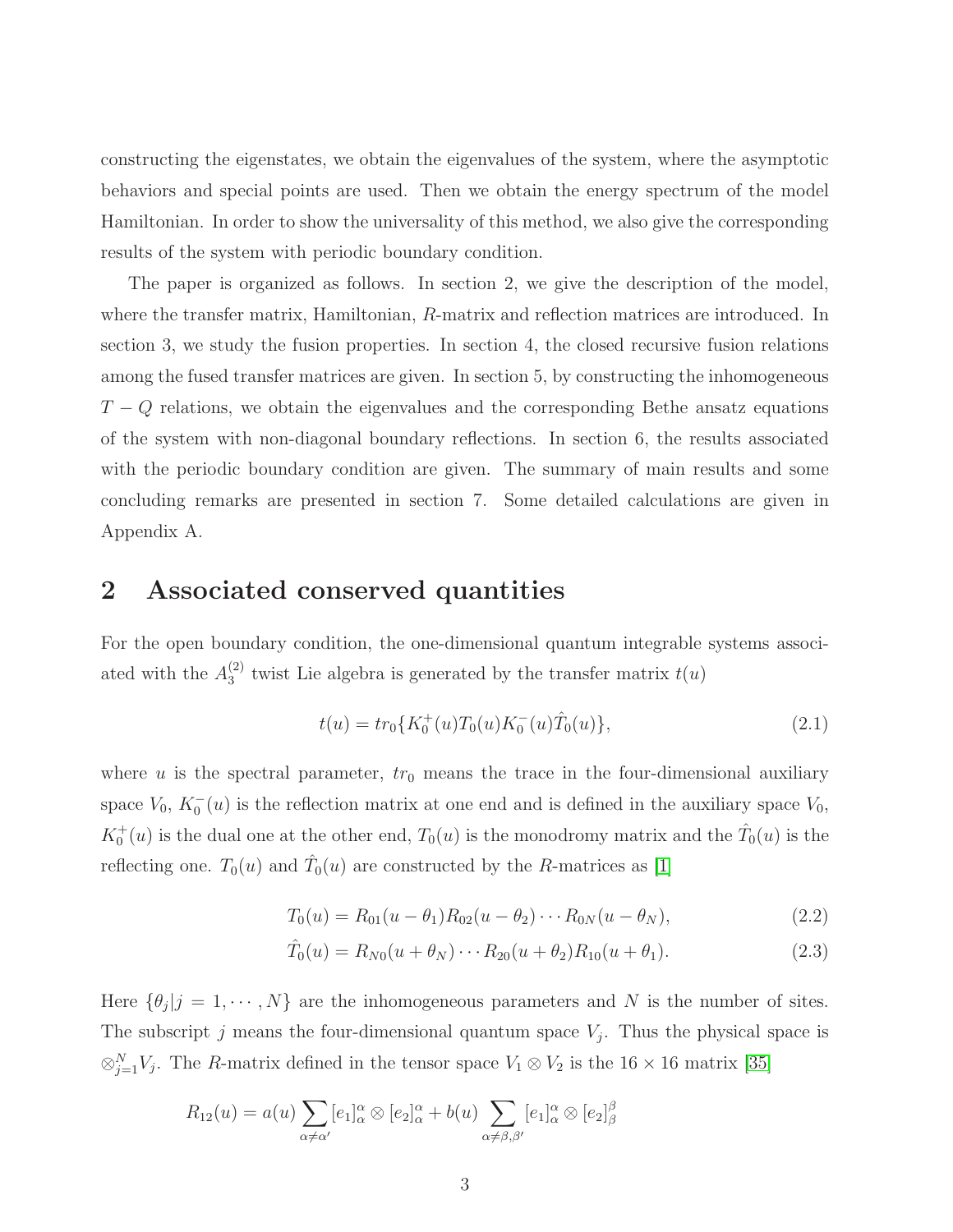constructing the eigenstates, we obtain the eigenvalues of the system, where the asymptotic behaviors and special points are used. Then we obtain the energy spectrum of the model Hamiltonian. In order to show the universality of this method, we also give the corresponding results of the system with periodic boundary condition.

The paper is organized as follows. In section 2, we give the description of the model, where the transfer matrix, Hamiltonian, $R$-matrix and reflection matrices are introduced. In section 3, we study the fusion properties. In section 4, the closed recursive fusion relations among the fused transfer matrices are given. In section 5, by constructing the inhomogeneous $T-Q$ relations, we obtain the eigenvalues and the corresponding Bethe ansatz equations of the system with non-diagonal boundary reflections. In section 6, the results associated with the periodic boundary condition are given. The summary of main results and some concluding remarks are presented in section 7. Some detailed calculations are given in Appendix A.

## 2 Associated conserved quantities

For the open boundary condition, the one-dimensional quantum integrable systems associated with the $A_3^{(2)}$ twist Lie algebra is generated by the transfer matrix $t(u)$

$$t(u) = tr_0\{K_0^+(u)T_0(u)K_0^-(u)\hat{T}_0(u)\}, \tag{2.1}$$

where $u$ is the spectral parameter, $tr_0$ means the trace in the four-dimensional auxiliary space $V_0$, $K_0^-(u)$ is the reflection matrix at one end and is defined in the auxiliary space $V_0$, $K_0^+(u)$ is the dual one at the other end, $T_0(u)$ is the monodromy matrix and the $\hat{T}_0(u)$ is the reflecting one. $T_0(u)$ and $\hat{T}_0(u)$ are constructed by the $R$-matrices as [1]

$$T_0(u) = R_{01}(u-\theta_1)R_{02}(u-\theta_2)\cdots R_{0N}(u-\theta_N), \tag{2.2}$$

$$\hat{T}_0(u) = R_{N0}(u+\theta_N)\cdots R_{20}(u+\theta_2)R_{10}(u+\theta_1). \tag{2.3}$$

Here $\{\theta_j|j=1,\cdots,N\}$ are the inhomogeneous parameters and $N$ is the number of sites. The subscript $j$ means the four-dimensional quantum space $V_j$. Thus the physical space is $\otimes_{j=1}^N V_j$. The $R$-matrix defined in the tensor space $V_1\otimes V_2$ is the $16\times 16$ matrix [35]

$$R_{12}(u) = a(u)\sum_{\alpha\neq\alpha'}[e_1]_\alpha^\alpha\otimes[e_2]_\alpha^\alpha + b(u)\sum_{\alpha\neq\beta,\beta'}[e_1]_\alpha^\alpha\otimes[e_2]_\beta^\beta$$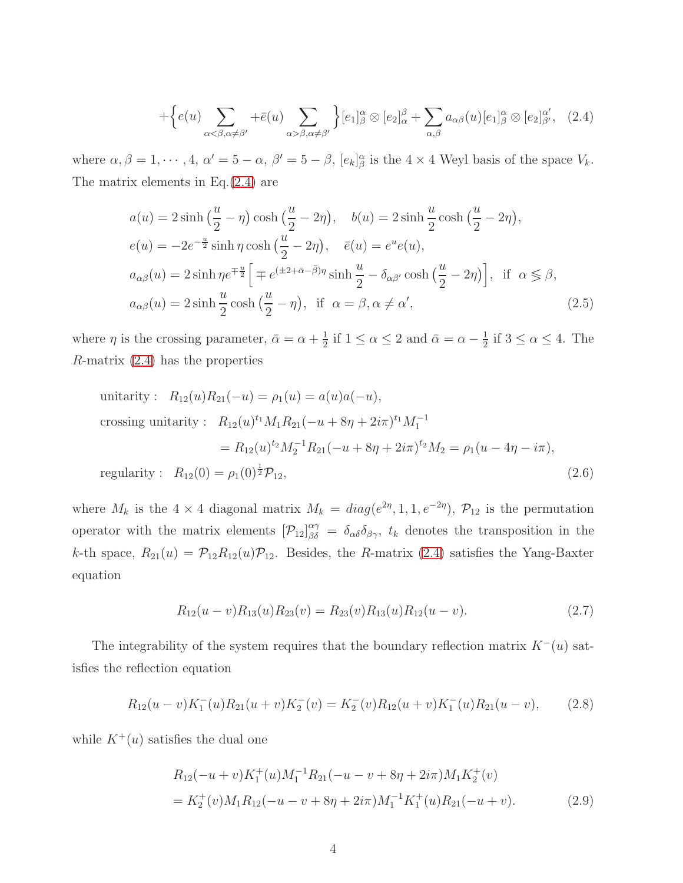$$
+\Big\{e(u)\sum_{\alpha<\beta,\alpha\neq\beta'} +\bar{e}(u)\sum_{\alpha>\beta,\alpha\neq\beta'}\Big\}[e_1]^\alpha_\beta\otimes[e_2]^\beta_\alpha+\sum_{\alpha,\beta}a_{\alpha\beta}(u)[e_1]^\alpha_\beta\otimes[e_2]^{\alpha'}_{\beta'}, \quad (2.4)
$$

where $\alpha,\beta=1,\cdots,4$, $\alpha'=5-\alpha$, $\beta'=5-\beta$, $[e_k]^\alpha_\beta$ is the $4\times4$ Weyl basis of the space $V_k$. The matrix elements in Eq.(2.4) are

$$
\begin{aligned}
&a(u)=2\sinh\big(\frac{u}{2}-\eta\big)\cosh\big(\frac{u}{2}-2\eta\big),\quad b(u)=2\sinh\frac{u}{2}\cosh\big(\frac{u}{2}-2\eta\big),\\
&e(u)=-2e^{-\frac{u}{2}}\sinh\eta\cosh\big(\frac{u}{2}-2\eta\big),\quad \bar{e}(u)=e^{u}e(u),\\
&a_{\alpha\beta}(u)=2\sinh\eta e^{\mp\frac{u}{2}}\Big[\mp e^{(\pm2+\bar{\alpha}-\bar{\beta})\eta}\sinh\frac{u}{2}-\delta_{\alpha\beta'}\cosh\big(\frac{u}{2}-2\eta\big)\Big],\ \text{ if }\ \alpha\lessgtr\beta,\\
&a_{\alpha\beta}(u)=2\sinh\frac{u}{2}\cosh\big(\frac{u}{2}-\eta\big),\ \text{ if }\ \alpha=\beta,\alpha\neq\alpha',
\end{aligned}\quad (2.5)
$$

where $\eta$ is the crossing parameter, $\bar{\alpha}=\alpha+\frac{1}{2}$ if $1\le\alpha\le2$ and $\bar{\alpha}=\alpha-\frac{1}{2}$ if $3\le\alpha\le4$. The $R$-matrix (2.4) has the properties

$$
\begin{aligned}
&\text{unitarity}:\ \ R_{12}(u)R_{21}(-u)=\rho_1(u)=a(u)a(-u),\\
&\text{crossing unitarity}:\ \ R_{12}(u)^{t_1}M_1R_{21}(-u+8\eta+2i\pi)^{t_1}M_1^{-1}\\
&\qquad\qquad=R_{12}(u)^{t_2}M_2^{-1}R_{21}(-u+8\eta+2i\pi)^{t_2}M_2=\rho_1(u-4\eta-i\pi),\\
&\text{regularity}:\ \ R_{12}(0)=\rho_1(0)^{\frac{1}{2}}\mathcal{P}_{12},
\end{aligned}\quad (2.6)
$$

where $M_k$ is the $4\times4$ diagonal matrix $M_k=diag(e^{2\eta},1,1,e^{-2\eta})$, $\mathcal{P}_{12}$ is the permutation operator with the matrix elements $[\mathcal{P}_{12}]^{\alpha\gamma}_{\beta\delta}=\delta_{\alpha\delta}\delta_{\beta\gamma}$, $t_k$ denotes the transposition in the $k$-th space, $R_{21}(u)=\mathcal{P}_{12}R_{12}(u)\mathcal{P}_{12}$. Besides, the $R$-matrix (2.4) satisfies the Yang-Baxter equation

$$
R_{12}(u-v)R_{13}(u)R_{23}(v)=R_{23}(v)R_{13}(u)R_{12}(u-v). \quad (2.7)
$$

The integrability of the system requires that the boundary reflection matrix $K^-(u)$ satisfies the reflection equation

$$
R_{12}(u-v)K_1^-(u)R_{21}(u+v)K_2^-(v)=K_2^-(v)R_{12}(u+v)K_1^-(u)R_{21}(u-v), \quad (2.8)
$$

while $K^+(u)$ satisfies the dual one

$$
\begin{aligned}
&R_{12}(-u+v)K_1^+(u)M_1^{-1}R_{21}(-u-v+8\eta+2i\pi)M_1K_2^+(v)\\
&=K_2^+(v)M_1R_{12}(-u-v+8\eta+2i\pi)M_1^{-1}K_1^+(u)R_{21}(-u+v).
\end{aligned}\quad (2.9)
$$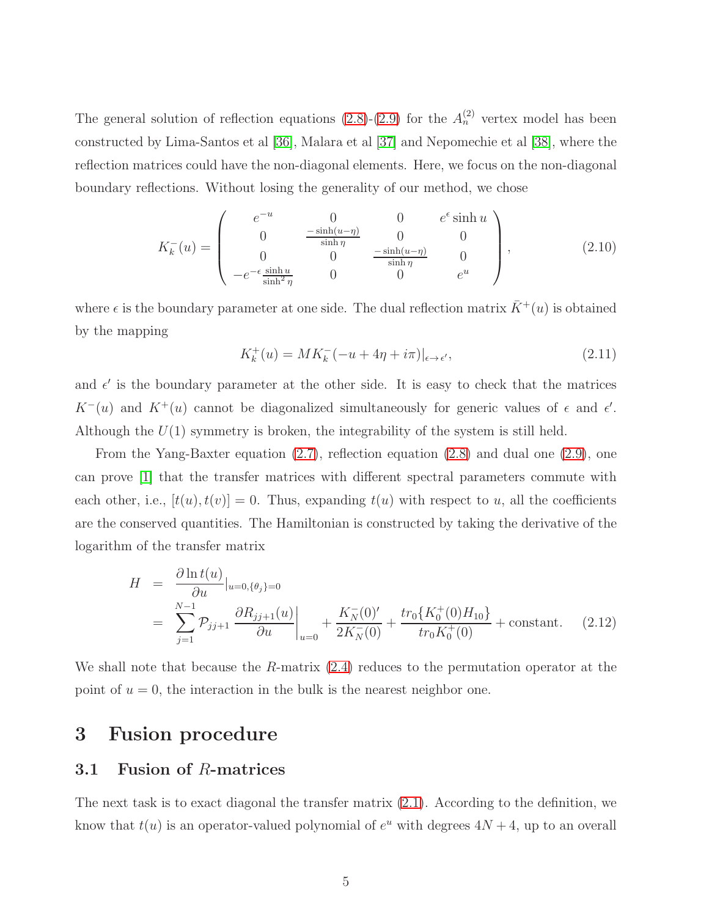The general solution of reflection equations (2.8)-(2.9) for the $A_n^{(2)}$ vertex model has been constructed by Lima-Santos et al [36], Malara et al [37] and Nepomechie et al [38], where the reflection matrices could have the non-diagonal elements. Here, we focus on the non-diagonal boundary reflections. Without losing the generality of our method, we chose

$$
K_k^-(u) = \begin{pmatrix} e^{-u} & 0 & 0 & e^{\epsilon}\sinh u \\ 0 & \frac{-\sinh(u-\eta)}{\sinh\eta} & 0 & 0 \\ 0 & 0 & \frac{-\sinh(u-\eta)}{\sinh\eta} & 0 \\ -e^{-\epsilon}\frac{\sinh u}{\sinh^2\eta} & 0 & 0 & e^{u} \end{pmatrix}, \tag{2.10}
$$

where $\epsilon$ is the boundary parameter at one side. The dual reflection matrix $\bar{K}^+(u)$ is obtained by the mapping

$$
K_k^+(u) = MK_k^-(-u+4\eta+i\pi)|_{\epsilon\to\epsilon'}, \tag{2.11}
$$

and $\epsilon'$ is the boundary parameter at the other side. It is easy to check that the matrices $K^-(u)$ and $K^+(u)$ cannot be diagonalized simultaneously for generic values of $\epsilon$ and $\epsilon'$. Although the $U(1)$ symmetry is broken, the integrability of the system is still held.

From the Yang-Baxter equation (2.7), reflection equation (2.8) and dual one (2.9), one can prove [1] that the transfer matrices with different spectral parameters commute with each other, i.e., $[t(u), t(v)] = 0$. Thus, expanding $t(u)$ with respect to $u$, all the coefficients are the conserved quantities. The Hamiltonian is constructed by taking the derivative of the logarithm of the transfer matrix

$$
\begin{aligned}
H &= \frac{\partial \ln t(u)}{\partial u}\Big|_{u=0,\{\theta_j\}=0} \\
&= \sum_{j=1}^{N-1} \mathcal{P}_{jj+1}\frac{\partial R_{jj+1}(u)}{\partial u}\Big|_{u=0} + \frac{K_N^-(0)'}{2K_N^-(0)} + \frac{tr_0\{K_0^+(0)H_{10}\}}{tr_0K_0^+(0)} + \text{constant}.
\end{aligned} \tag{2.12}
$$

We shall note that because the $R$-matrix (2.4) reduces to the permutation operator at the point of $u = 0$, the interaction in the bulk is the nearest neighbor one.

# 3 Fusion procedure

## 3.1 Fusion of $R$-matrices

The next task is to exact diagonal the transfer matrix (2.1). According to the definition, we know that $t(u)$ is an operator-valued polynomial of $e^u$ with degrees $4N + 4$, up to an overall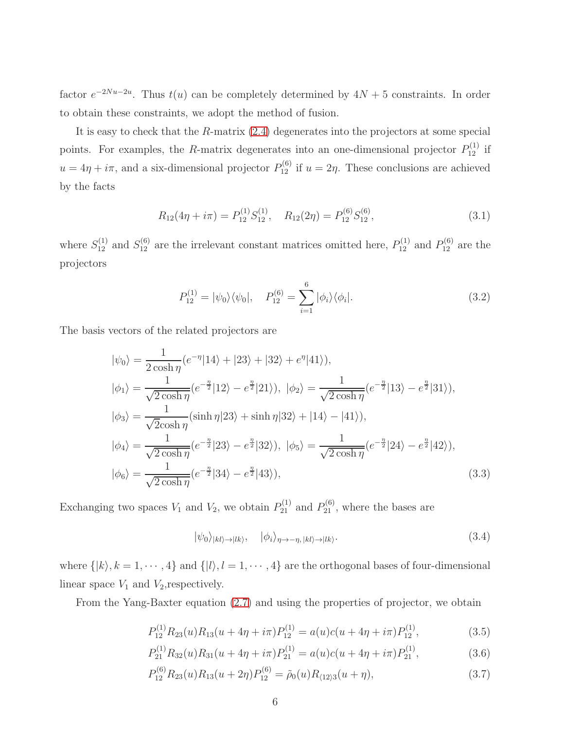factor $e^{-2Nu-2u}$. Thus $t(u)$ can be completely determined by $4N+5$ constraints. In order to obtain these constraints, we adopt the method of fusion.

It is easy to check that the $R$-matrix (2.4) degenerates into the projectors at some special points. For examples, the $R$-matrix degenerates into an one-dimensional projector $P_{12}^{(1)}$ if $u = 4\eta + i\pi$, and a six-dimensional projector $P_{12}^{(6)}$ if $u = 2\eta$. These conclusions are achieved by the facts

$$R_{12}(4\eta + i\pi) = P_{12}^{(1)} S_{12}^{(1)}, \quad R_{12}(2\eta) = P_{12}^{(6)} S_{12}^{(6)}, \tag{3.1}$$

where $S_{12}^{(1)}$ and $S_{12}^{(6)}$ are the irrelevant constant matrices omitted here, $P_{12}^{(1)}$ and $P_{12}^{(6)}$ are the projectors

$$P_{12}^{(1)} = |\psi_0\rangle\langle\psi_0|, \quad P_{12}^{(6)} = \sum_{i=1}^{6} |\phi_i\rangle\langle\phi_i|. \tag{3.2}$$

The basis vectors of the related projectors are

$$\begin{aligned}
|\psi_0\rangle &= \frac{1}{2\cosh\eta}(e^{-\eta}|14\rangle + |23\rangle + |32\rangle + e^{\eta}|41\rangle), \\
|\phi_1\rangle &= \frac{1}{\sqrt{2\cosh\eta}}(e^{-\frac{\eta}{2}}|12\rangle - e^{\frac{\eta}{2}}|21\rangle),\ |\phi_2\rangle = \frac{1}{\sqrt{2\cosh\eta}}(e^{-\frac{\eta}{2}}|13\rangle - e^{\frac{\eta}{2}}|31\rangle), \\
|\phi_3\rangle &= \frac{1}{\sqrt{2}\cosh\eta}(\sinh\eta|23\rangle + \sinh\eta|32\rangle + |14\rangle - |41\rangle), \\
|\phi_4\rangle &= \frac{1}{\sqrt{2\cosh\eta}}(e^{-\frac{\eta}{2}}|23\rangle - e^{\frac{\eta}{2}}|32\rangle),\ |\phi_5\rangle = \frac{1}{\sqrt{2\cosh\eta}}(e^{-\frac{\eta}{2}}|24\rangle - e^{\frac{\eta}{2}}|42\rangle), \\
|\phi_6\rangle &= \frac{1}{\sqrt{2\cosh\eta}}(e^{-\frac{\eta}{2}}|34\rangle - e^{\frac{\eta}{2}}|43\rangle),
\end{aligned} \tag{3.3}$$

Exchanging two spaces $V_1$ and $V_2$, we obtain $P_{21}^{(1)}$ and $P_{21}^{(6)}$, where the bases are

$$|\psi_0\rangle_{|kl\rangle\to|lk\rangle}, \quad |\phi_i\rangle_{\eta\to-\eta,\,|kl\rangle\to|lk\rangle}. \tag{3.4}$$

where $\{|k\rangle, k = 1, \cdots, 4\}$ and $\{|l\rangle, l = 1, \cdots, 4\}$ are the orthogonal bases of four-dimensional linear space $V_1$ and $V_2$,respectively.

From the Yang-Baxter equation (2.7) and using the properties of projector, we obtain

$$P_{12}^{(1)} R_{23}(u) R_{13}(u + 4\eta + i\pi) P_{12}^{(1)} = a(u)c(u + 4\eta + i\pi) P_{12}^{(1)}, \tag{3.5}$$

$$P_{21}^{(1)} R_{32}(u) R_{31}(u + 4\eta + i\pi) P_{21}^{(1)} = a(u)c(u + 4\eta + i\pi) P_{21}^{(1)}, \tag{3.6}$$

$$P_{12}^{(6)} R_{23}(u) R_{13}(u + 2\eta) P_{12}^{(6)} = \tilde{\rho}_0(u) R_{\langle 12\rangle 3}(u + \eta), \tag{3.7}$$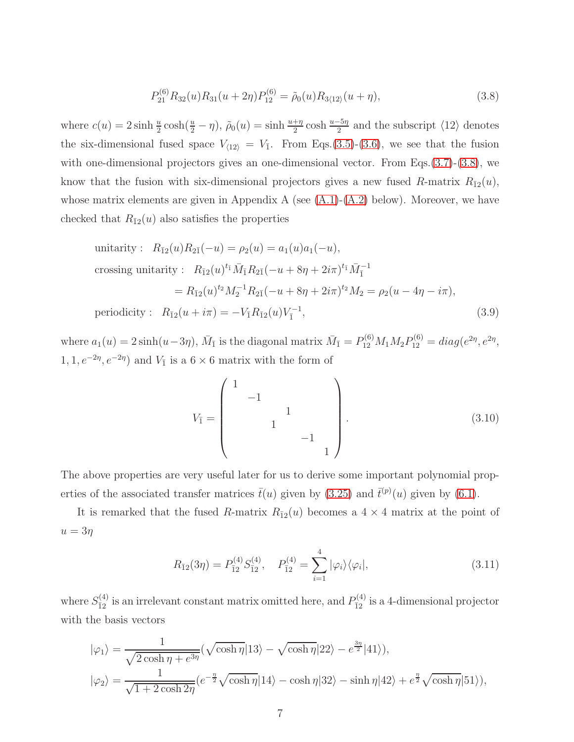$$P_{21}^{(6)} R_{32}(u) R_{31}(u+2\eta) P_{12}^{(6)} = \tilde{\rho}_0(u) R_{3\langle 12\rangle}(u+\eta), \tag{3.8}$$

where $c(u) = 2\sinh\frac{u}{2}\cosh(\frac{u}{2}-\eta)$, $\tilde{\rho}_0(u) = \sinh\frac{u+\eta}{2}\cosh\frac{u-5\eta}{2}$ and the subscript $\langle 12\rangle$ denotes the six-dimensional fused space $V_{\langle 12\rangle} = V_{\bar{1}}$. From Eqs.(3.5)-(3.6), we see that the fusion with one-dimensional projectors gives an one-dimensional vector. From Eqs.(3.7)-(3.8), we know that the fusion with six-dimensional projectors gives a new fused $R$-matrix $R_{\bar{1}2}(u)$, whose matrix elements are given in Appendix A (see (A.1)-(A.2) below). Moreover, we have checked that $R_{\bar{1}2}(u)$ also satisfies the properties

$$\begin{aligned}
&\text{unitarity :}\quad R_{\bar{1}2}(u)R_{2\bar{1}}(-u) = \rho_2(u) = a_1(u)a_1(-u),\\
&\text{crossing unitarity :}\quad R_{\bar{1}2}(u)^{t_{\bar{1}}}\bar{M}_{\bar{1}}R_{2\bar{1}}(-u+8\eta+2i\pi)^{t_{\bar{1}}}\bar{M}_{\bar{1}}^{-1}\\
&\qquad\qquad = R_{\bar{1}2}(u)^{t_2}M_2^{-1}R_{2\bar{1}}(-u+8\eta+2i\pi)^{t_2}M_2 = \rho_2(u-4\eta-i\pi),\\
&\text{periodicity :}\quad R_{\bar{1}2}(u+i\pi) = -V_{\bar{1}}R_{\bar{1}2}(u)V_{\bar{1}}^{-1},
\end{aligned} \tag{3.9}$$

where $a_1(u) = 2\sinh(u-3\eta)$, $\bar{M}_{\bar{1}}$ is the diagonal matrix $\bar{M}_{\bar{1}} = P_{12}^{(6)}M_1M_2P_{12}^{(6)} = diag(e^{2\eta}, e^{2\eta}, 1, 1, e^{-2\eta}, e^{-2\eta})$ and $V_{\bar{1}}$ is a $6\times 6$ matrix with the form of

$$V_{\bar{1}} = \begin{pmatrix} 1 & & & & & \\ & -1 & & & & \\ & & & 1 & & \\ & & 1 & & & \\ & & & & -1 & \\ & & & & & 1 \end{pmatrix}. \tag{3.10}$$

The above properties are very useful later for us to derive some important polynomial properties of the associated transfer matrices $\bar{t}(u)$ given by (3.25) and $\bar{t}^{(p)}(u)$ given by (6.1).

It is remarked that the fused $R$-matrix $R_{\bar{1}2}(u)$ becomes a $4\times 4$ matrix at the point of $u = 3\eta$

$$R_{\bar{1}2}(3\eta) = P_{\bar{1}2}^{(4)}S_{\bar{1}2}^{(4)}, \quad P_{\bar{1}2}^{(4)} = \sum_{i=1}^{4}|\varphi_i\rangle\langle\varphi_i|, \tag{3.11}$$

where $S_{\bar{1}2}^{(4)}$ is an irrelevant constant matrix omitted here, and $P_{\bar{1}2}^{(4)}$ is a 4-dimensional projector with the basis vectors

$$\begin{aligned}
|\varphi_1\rangle &= \frac{1}{\sqrt{2\cosh\eta + e^{3\eta}}}(\sqrt{\cosh\eta}|13\rangle - \sqrt{\cosh\eta}|22\rangle - e^{\frac{3\eta}{2}}|41\rangle),\\
|\varphi_2\rangle &= \frac{1}{\sqrt{1+2\cosh 2\eta}}(e^{-\frac{\eta}{2}}\sqrt{\cosh\eta}|14\rangle - \cosh\eta|32\rangle - \sinh\eta|42\rangle + e^{\frac{\eta}{2}}\sqrt{\cosh\eta}|51\rangle),
\end{aligned}$$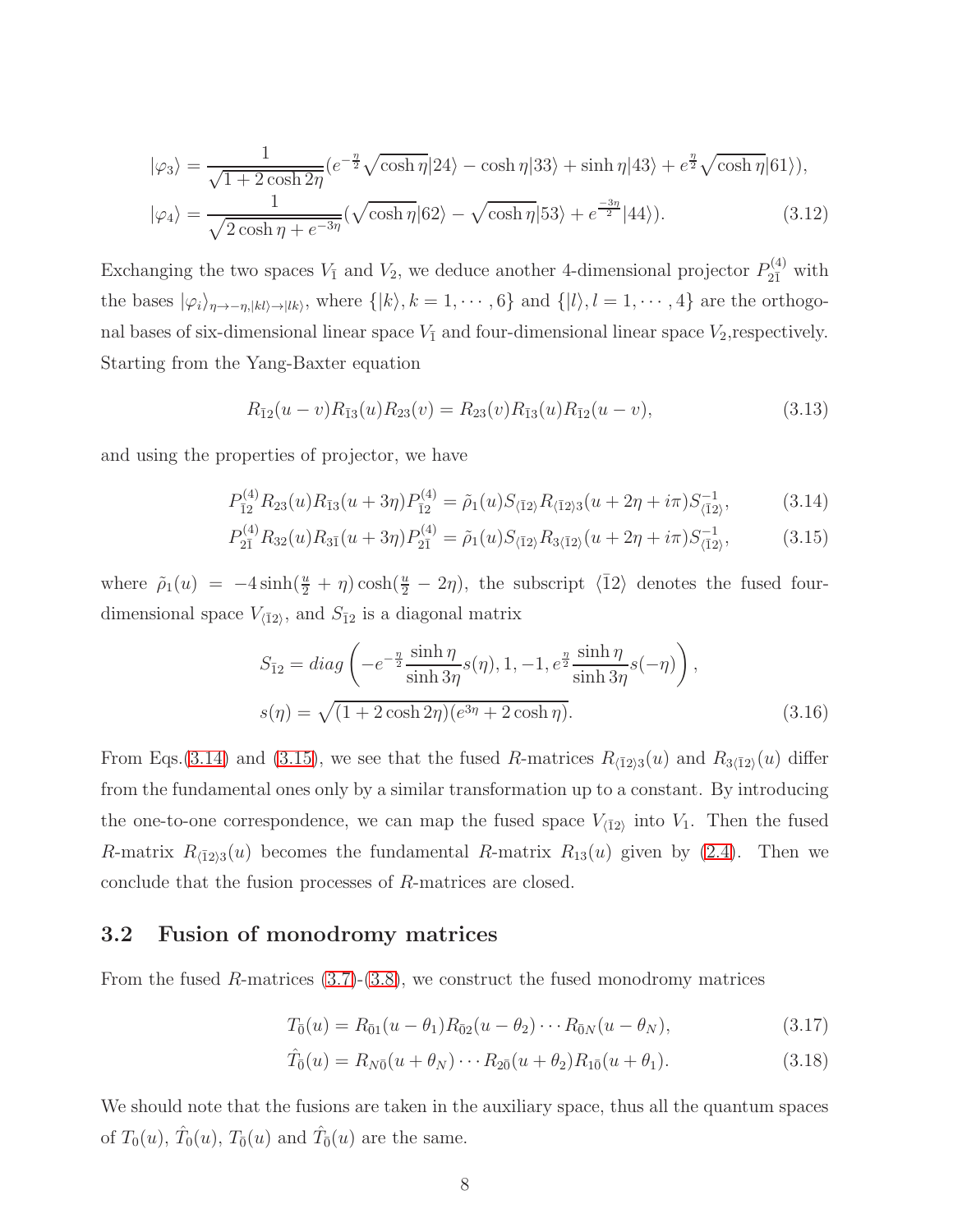$$
|\varphi_3\rangle = \frac{1}{\sqrt{1+2\cosh 2\eta}}(e^{-\frac{\eta}{2}}\sqrt{\cosh\eta}|24\rangle - \cosh\eta|33\rangle + \sinh\eta|43\rangle + e^{\frac{\eta}{2}}\sqrt{\cosh\eta}|61\rangle),
$$

$$
|\varphi_4\rangle = \frac{1}{\sqrt{2\cosh\eta + e^{-3\eta}}}(\sqrt{\cosh\eta}|62\rangle - \sqrt{\cosh\eta}|53\rangle + e^{\frac{-3\eta}{2}}|44\rangle). \tag{3.12}
$$

Exchanging the two spaces $V_{\bar{1}}$ and $V_2$, we deduce another 4-dimensional projector $P^{(4)}_{2\bar{1}}$ with the bases $|\varphi_i\rangle_{\eta\to-\eta,|kl\rangle\to|lk\rangle}$, where $\{|k\rangle, k=1,\cdots,6\}$ and $\{|l\rangle, l=1,\cdots,4\}$ are the orthogonal bases of six-dimensional linear space $V_{\bar{1}}$ and four-dimensional linear space $V_2$,respectively. Starting from the Yang-Baxter equation

$$
R_{\bar{1}2}(u-v)R_{\bar{1}3}(u)R_{23}(v) = R_{23}(v)R_{\bar{1}3}(u)R_{\bar{1}2}(u-v), \tag{3.13}
$$

and using the properties of projector, we have

$$
P^{(4)}_{\bar{1}2}R_{23}(u)R_{\bar{1}3}(u+3\eta)P^{(4)}_{\bar{1}2} = \tilde{\rho}_1(u)S_{\langle\bar{1}2\rangle}R_{\langle\bar{1}2\rangle 3}(u+2\eta+i\pi)S^{-1}_{\langle\bar{1}2\rangle}, \tag{3.14}
$$

$$
P^{(4)}_{2\bar{1}}R_{32}(u)R_{3\bar{1}}(u+3\eta)P^{(4)}_{2\bar{1}} = \tilde{\rho}_1(u)S_{\langle\bar{1}2\rangle}R_{3\langle\bar{1}2\rangle}(u+2\eta+i\pi)S^{-1}_{\langle\bar{1}2\rangle}, \tag{3.15}
$$

where $\tilde{\rho}_1(u) = -4\sinh(\frac{u}{2}+\eta)\cosh(\frac{u}{2}-2\eta)$, the subscript $\langle\bar{1}2\rangle$ denotes the fused four-dimensional space $V_{\langle\bar{1}2\rangle}$, and $S_{\bar{1}2}$ is a diagonal matrix

$$
S_{\bar{1}2} = diag\left(-e^{-\frac{\eta}{2}}\frac{\sinh\eta}{\sinh 3\eta}s(\eta), 1, -1, e^{\frac{\eta}{2}}\frac{\sinh\eta}{\sinh 3\eta}s(-\eta)\right),
$$

$$
s(\eta) = \sqrt{(1+2\cosh 2\eta)(e^{3\eta}+2\cosh\eta)}. \tag{3.16}
$$

From Eqs.(3.14) and (3.15), we see that the fused $R$-matrices $R_{\langle\bar{1}2\rangle 3}(u)$ and $R_{3\langle\bar{1}2\rangle}(u)$ differ from the fundamental ones only by a similar transformation up to a constant. By introducing the one-to-one correspondence, we can map the fused space $V_{\langle\bar{1}2\rangle}$ into $V_1$. Then the fused $R$-matrix $R_{\langle\bar{1}2\rangle 3}(u)$ becomes the fundamental $R$-matrix $R_{13}(u)$ given by (2.4). Then we conclude that the fusion processes of $R$-matrices are closed.

## 3.2 Fusion of monodromy matrices

From the fused $R$-matrices (3.7)-(3.8), we construct the fused monodromy matrices

$$
T_{\bar{0}}(u) = R_{\bar{0}1}(u-\theta_1)R_{\bar{0}2}(u-\theta_2)\cdots R_{\bar{0}N}(u-\theta_N), \tag{3.17}
$$

$$
\hat{T}_{\bar{0}}(u) = R_{N\bar{0}}(u+\theta_N)\cdots R_{2\bar{0}}(u+\theta_2)R_{1\bar{0}}(u+\theta_1). \tag{3.18}
$$

We should note that the fusions are taken in the auxiliary space, thus all the quantum spaces of $T_0(u)$, $\hat{T}_0(u)$, $T_{\bar{0}}(u)$ and $\hat{T}_{\bar{0}}(u)$ are the same.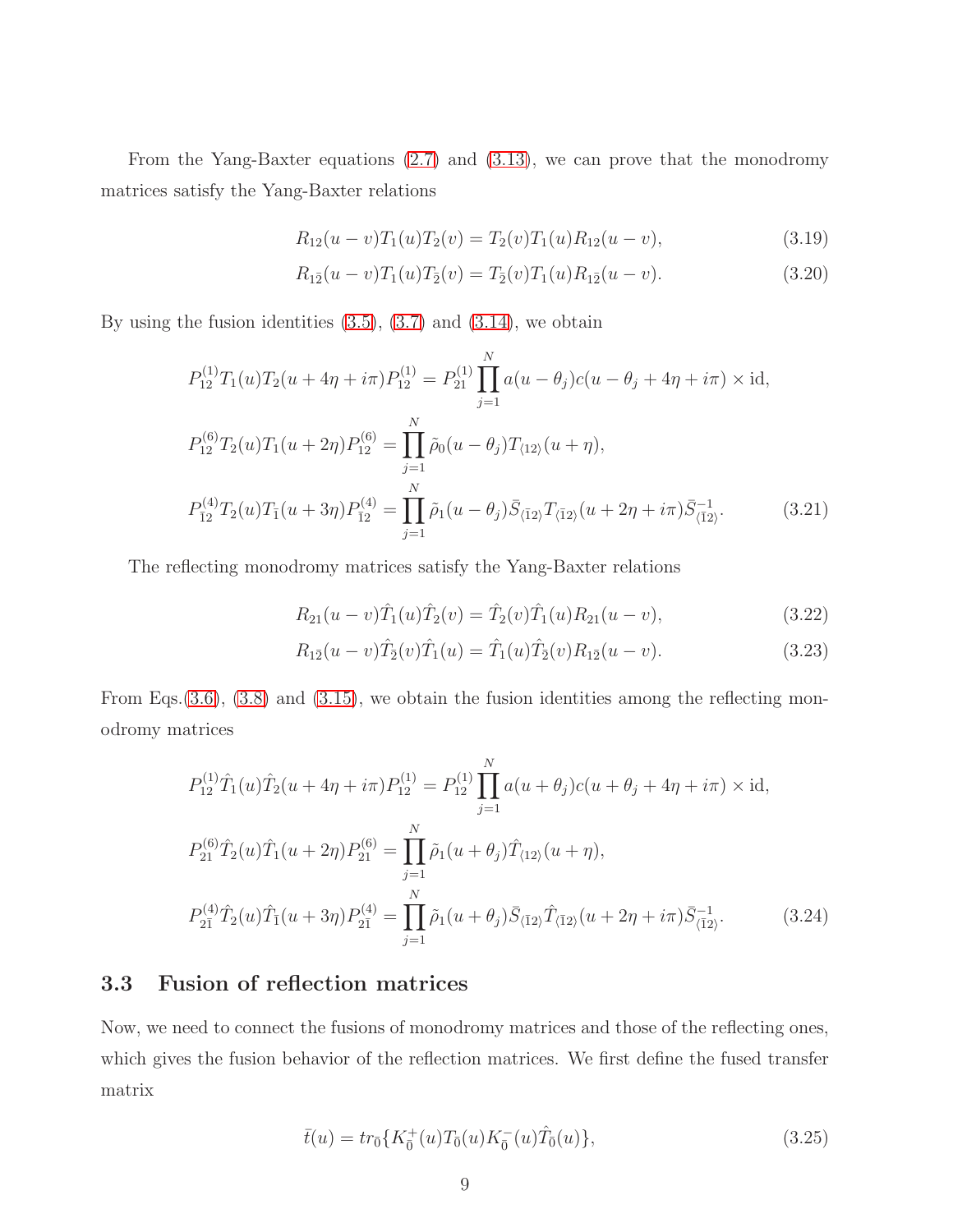From the Yang-Baxter equations (2.7) and (3.13), we can prove that the monodromy matrices satisfy the Yang-Baxter relations

$$R_{12}(u-v)T_1(u)T_2(v) = T_2(v)T_1(u)R_{12}(u-v), \tag{3.19}$$

$$R_{1\bar{2}}(u-v)T_1(u)T_{\bar{2}}(v) = T_{\bar{2}}(v)T_1(u)R_{1\bar{2}}(u-v). \tag{3.20}$$

By using the fusion identities (3.5), (3.7) and (3.14), we obtain

$$\begin{aligned}
&P_{12}^{(1)}T_1(u)T_2(u+4\eta+i\pi)P_{12}^{(1)} = P_{21}^{(1)}\prod_{j=1}^{N}a(u-\theta_j)c(u-\theta_j+4\eta+i\pi)\times \mathrm{id}, \\
&P_{12}^{(6)}T_2(u)T_1(u+2\eta)P_{12}^{(6)} = \prod_{j=1}^{N}\tilde{\rho}_0(u-\theta_j)T_{\langle 12\rangle}(u+\eta), \\
&P_{\bar{1}2}^{(4)}T_2(u)T_{\bar{1}}(u+3\eta)P_{\bar{1}2}^{(4)} = \prod_{j=1}^{N}\tilde{\rho}_1(u-\theta_j)\bar{S}_{\langle\bar{1}2\rangle}T_{\langle\bar{1}2\rangle}(u+2\eta+i\pi)\bar{S}_{\langle\bar{1}2\rangle}^{-1}.
\end{aligned} \tag{3.21}$$

The reflecting monodromy matrices satisfy the Yang-Baxter relations

$$R_{21}(u-v)\hat{T}_1(u)\hat{T}_2(v) = \hat{T}_2(v)\hat{T}_1(u)R_{21}(u-v), \tag{3.22}$$

$$R_{1\bar{2}}(u-v)\hat{T}_{\bar{2}}(v)\hat{T}_1(u) = \hat{T}_1(u)\hat{T}_{\bar{2}}(v)R_{1\bar{2}}(u-v). \tag{3.23}$$

From Eqs.(3.6), (3.8) and (3.15), we obtain the fusion identities among the reflecting monodromy matrices

$$\begin{aligned}
&P_{12}^{(1)}\hat{T}_1(u)\hat{T}_2(u+4\eta+i\pi)P_{12}^{(1)} = P_{12}^{(1)}\prod_{j=1}^{N}a(u+\theta_j)c(u+\theta_j+4\eta+i\pi)\times \mathrm{id}, \\
&P_{21}^{(6)}\hat{T}_2(u)\hat{T}_1(u+2\eta)P_{21}^{(6)} = \prod_{j=1}^{N}\tilde{\rho}_1(u+\theta_j)\hat{T}_{\langle 12\rangle}(u+\eta), \\
&P_{2\bar{1}}^{(4)}\hat{T}_2(u)\hat{T}_{\bar{1}}(u+3\eta)P_{2\bar{1}}^{(4)} = \prod_{j=1}^{N}\tilde{\rho}_1(u+\theta_j)\bar{S}_{\langle\bar{1}2\rangle}\hat{T}_{\langle\bar{1}2\rangle}(u+2\eta+i\pi)\bar{S}_{\langle\bar{1}2\rangle}^{-1}.
\end{aligned} \tag{3.24}$$

### 3.3 Fusion of reflection matrices

Now, we need to connect the fusions of monodromy matrices and those of the reflecting ones, which gives the fusion behavior of the reflection matrices. We first define the fused transfer matrix

$$\bar{t}(u) = tr_{\bar{0}}\{K_{\bar{0}}^{+}(u)T_{\bar{0}}(u)K_{\bar{0}}^{-}(u)\hat{T}_{\bar{0}}(u)\}, \tag{3.25}$$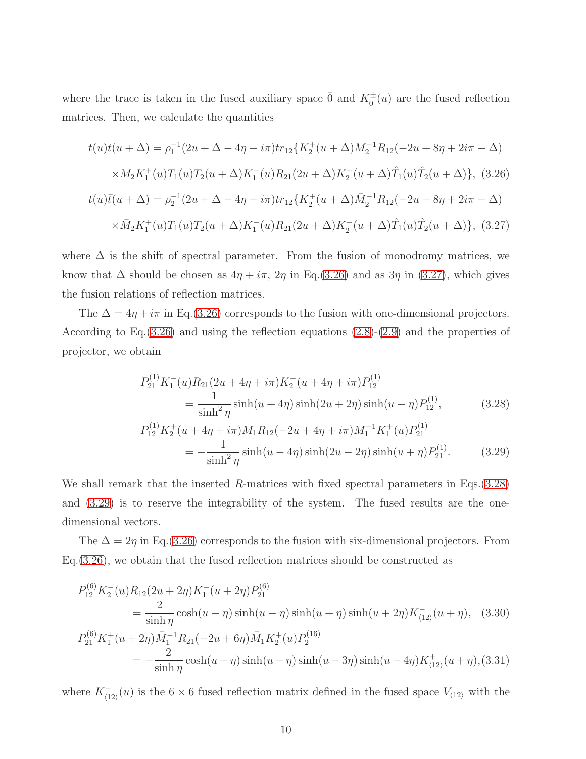where the trace is taken in the fused auxiliary space $\bar{0}$ and $K^{\pm}_{\bar{0}}(u)$ are the fused reflection matrices. Then, we calculate the quantities

$$
\begin{aligned}
t(u)t(u+\Delta) &= \rho_1^{-1}(2u+\Delta-4\eta-i\pi)tr_{12}\{K_2^+(u+\Delta)M_2^{-1}R_{12}(-2u+8\eta+2i\pi-\Delta) \\
&\quad \times M_2 K_1^+(u)T_1(u)T_2(u+\Delta)K_1^-(u)R_{21}(2u+\Delta)K_2^-(u+\Delta)\hat{T}_1(u)\hat{T}_2(u+\Delta)\}, \quad (3.26) \\
t(u)\bar{t}(u+\Delta) &= \rho_2^{-1}(2u+\Delta-4\eta-i\pi)tr_{1\bar{2}}\{K_{\bar{2}}^+(u+\Delta)\bar{M}_{\bar{2}}^{-1}R_{1\bar{2}}(-2u+8\eta+2i\pi-\Delta) \\
&\quad \times \bar{M}_{\bar{2}} K_1^+(u)T_1(u)T_{\bar{2}}(u+\Delta)K_1^-(u)R_{\bar{2}1}(2u+\Delta)K_{\bar{2}}^-(u+\Delta)\hat{T}_1(u)\hat{T}_{\bar{2}}(u+\Delta)\}, \quad (3.27)
\end{aligned}
$$

where $\Delta$ is the shift of spectral parameter. From the fusion of monodromy matrices, we know that $\Delta$ should be chosen as $4\eta+i\pi$, $2\eta$ in Eq.(3.26) and as $3\eta$ in (3.27), which gives the fusion relations of reflection matrices.

The $\Delta = 4\eta+i\pi$ in Eq.(3.26) corresponds to the fusion with one-dimensional projectors. According to Eq.(3.26) and using the reflection equations (2.8)-(2.9) and the properties of projector, we obtain

$$
\begin{aligned}
&P_{21}^{(1)}K_1^-(u)R_{21}(2u+4\eta+i\pi)K_2^-(u+4\eta+i\pi)P_{12}^{(1)} \\
&\qquad = \frac{1}{\sinh^2\eta}\sinh(u+4\eta)\sinh(2u+2\eta)\sinh(u-\eta)P_{12}^{(1)}, \quad (3.28) \\
&P_{12}^{(1)}K_2^+(u+4\eta+i\pi)M_1R_{12}(-2u+4\eta+i\pi)M_1^{-1}K_1^+(u)P_{21}^{(1)} \\
&\qquad = -\frac{1}{\sinh^2\eta}\sinh(u-4\eta)\sinh(2u-2\eta)\sinh(u+\eta)P_{21}^{(1)}. \quad (3.29)
\end{aligned}
$$

We shall remark that the inserted $R$-matrices with fixed spectral parameters in Eqs.(3.28) and (3.29) is to reserve the integrability of the system. The fused results are the one-dimensional vectors.

The $\Delta = 2\eta$ in Eq.(3.26) corresponds to the fusion with six-dimensional projectors. From Eq.(3.26), we obtain that the fused reflection matrices should be constructed as

$$
\begin{aligned}
&P_{12}^{(6)}K_2^-(u)R_{12}(2u+2\eta)K_1^-(u+2\eta)P_{21}^{(6)} \\
&\qquad = \frac{2}{\sinh\eta}\cosh(u-\eta)\sinh(u-\eta)\sinh(u+\eta)\sinh(u+2\eta)K_{\langle 12\rangle}^-(u+\eta), \quad (3.30) \\
&P_{21}^{(6)}K_1^+(u+2\eta)\bar{M}_1^{-1}R_{21}(-2u+6\eta)\bar{M}_1K_2^+(u)P_2^{(16)} \\
&\qquad = -\frac{2}{\sinh\eta}\cosh(u-\eta)\sinh(u-\eta)\sinh(u-3\eta)\sinh(u-4\eta)K_{\langle 12\rangle}^+(u+\eta), \quad (3.31)
\end{aligned}
$$

where $K_{\langle 12\rangle}^-(u)$ is the $6\times 6$ fused reflection matrix defined in the fused space $V_{\langle 12\rangle}$ with the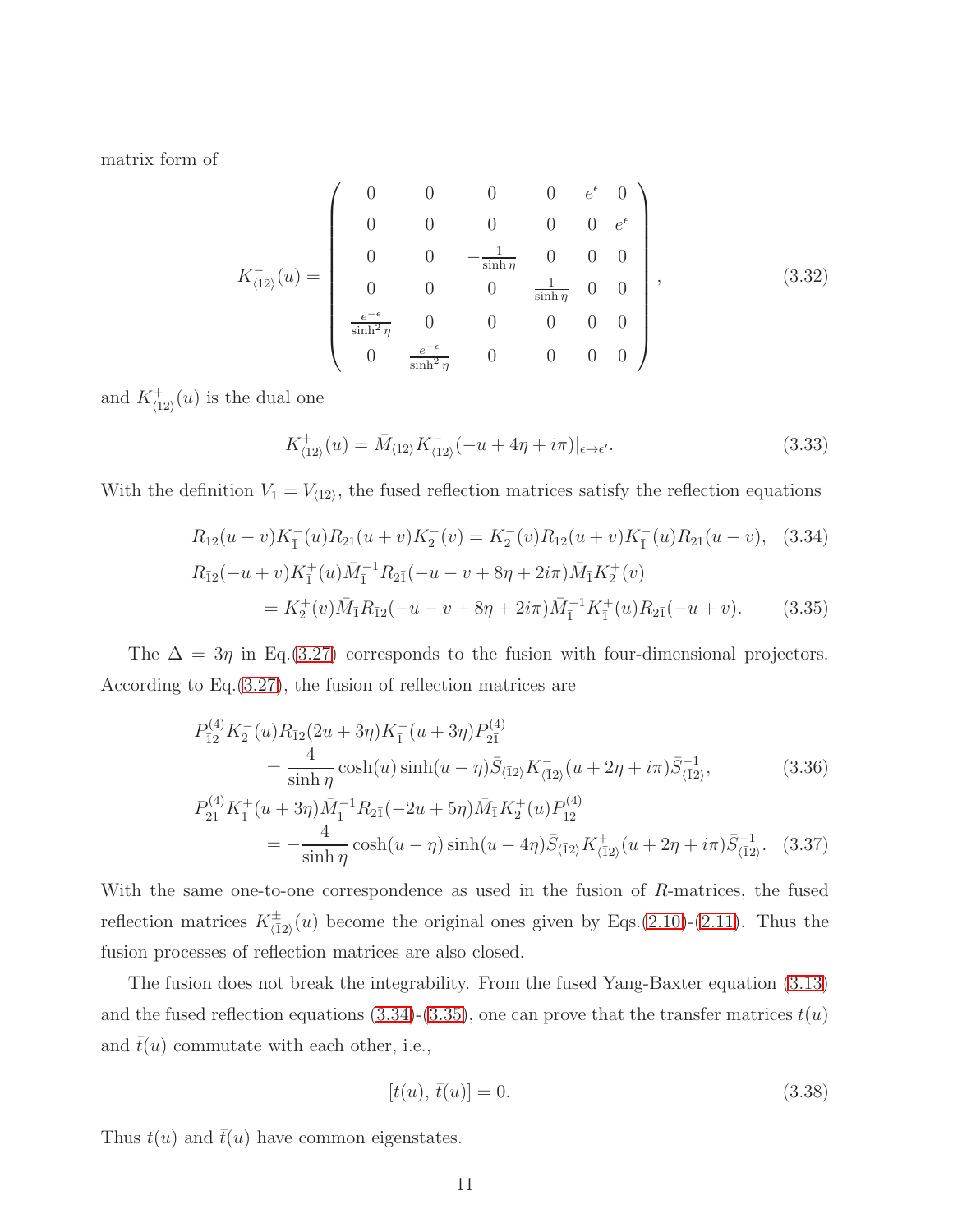matrix form of

$$K^-_{\langle 12\rangle}(u) = \begin{pmatrix} 0 & 0 & 0 & 0 & e^{\epsilon} & 0 \\ 0 & 0 & 0 & 0 & 0 & e^{\epsilon} \\ 0 & 0 & -\frac{1}{\sinh\eta} & 0 & 0 & 0 \\ 0 & 0 & 0 & \frac{1}{\sinh\eta} & 0 & 0 \\ \frac{e^{-\epsilon}}{\sinh^2\eta} & 0 & 0 & 0 & 0 & 0 \\ 0 & \frac{e^{-\epsilon}}{\sinh^2\eta} & 0 & 0 & 0 & 0 \end{pmatrix}, \tag{3.32}$$

and $K^+_{\langle 12\rangle}(u)$ is the dual one

$$K^+_{\langle 12\rangle}(u) = \bar{M}_{\langle 12\rangle} K^-_{\langle 12\rangle}(-u + 4\eta + i\pi)|_{\epsilon\to\epsilon'}. \tag{3.33}$$

With the definition $V_{\bar{1}} = V_{\langle 12\rangle}$, the fused reflection matrices satisfy the reflection equations

$$R_{\bar{1}2}(u-v)K^-_{\bar{1}}(u)R_{2\bar{1}}(u+v)K^-_2(v) = K^-_2(v)R_{\bar{1}2}(u+v)K^-_{\bar{1}}(u)R_{2\bar{1}}(u-v), \tag{3.34}$$

$$\begin{aligned} &R_{\bar{1}2}(-u+v)K^+_{\bar{1}}(u)\bar{M}^{-1}_{\bar{1}}R_{2\bar{1}}(-u-v+8\eta+2i\pi)\bar{M}_{\bar{1}}K^+_2(v) \\ &\quad = K^+_2(v)\bar{M}_{\bar{1}}R_{\bar{1}2}(-u-v+8\eta+2i\pi)\bar{M}^{-1}_{\bar{1}}K^+_{\bar{1}}(u)R_{2\bar{1}}(-u+v). \end{aligned} \tag{3.35}$$

The $\Delta = 3\eta$ in Eq.(3.27) corresponds to the fusion with four-dimensional projectors. According to Eq.(3.27), the fusion of reflection matrices are

$$\begin{aligned} &P^{(4)}_{\bar{1}2}K^-_2(u)R_{\bar{1}2}(2u+3\eta)K^-_{\bar{1}}(u+3\eta)P^{(4)}_{2\bar{1}} \\ &\quad = \frac{4}{\sinh\eta}\cosh(u)\sinh(u-\eta)\bar{S}_{\langle\bar{1}2\rangle}K^-_{\langle\bar{1}2\rangle}(u+2\eta+i\pi)\bar{S}^{-1}_{\langle\bar{1}2\rangle}, \end{aligned} \tag{3.36}$$

$$\begin{aligned} &P^{(4)}_{2\bar{1}}K^+_{\bar{1}}(u+3\eta)\bar{M}^{-1}_{\bar{1}}R_{2\bar{1}}(-2u+5\eta)\bar{M}_{\bar{1}}K^+_2(u)P^{(4)}_{\bar{1}2} \\ &\quad = -\frac{4}{\sinh\eta}\cosh(u-\eta)\sinh(u-4\eta)\bar{S}_{\langle\bar{1}2\rangle}K^+_{\langle\bar{1}2\rangle}(u+2\eta+i\pi)\bar{S}^{-1}_{\langle\bar{1}2\rangle}. \end{aligned} \tag{3.37}$$

With the same one-to-one correspondence as used in the fusion of $R$-matrices, the fused reflection matrices $K^{\pm}_{\langle\bar{1}2\rangle}(u)$ become the original ones given by Eqs.(2.10)-(2.11). Thus the fusion processes of reflection matrices are also closed.

The fusion does not break the integrability. From the fused Yang-Baxter equation (3.13) and the fused reflection equations (3.34)-(3.35), one can prove that the transfer matrices $t(u)$ and $\bar{t}(u)$ commutate with each other, i.e.,

$$[t(u), \bar{t}(u)] = 0. \tag{3.38}$$

Thus $t(u)$ and $\bar{t}(u)$ have common eigenstates.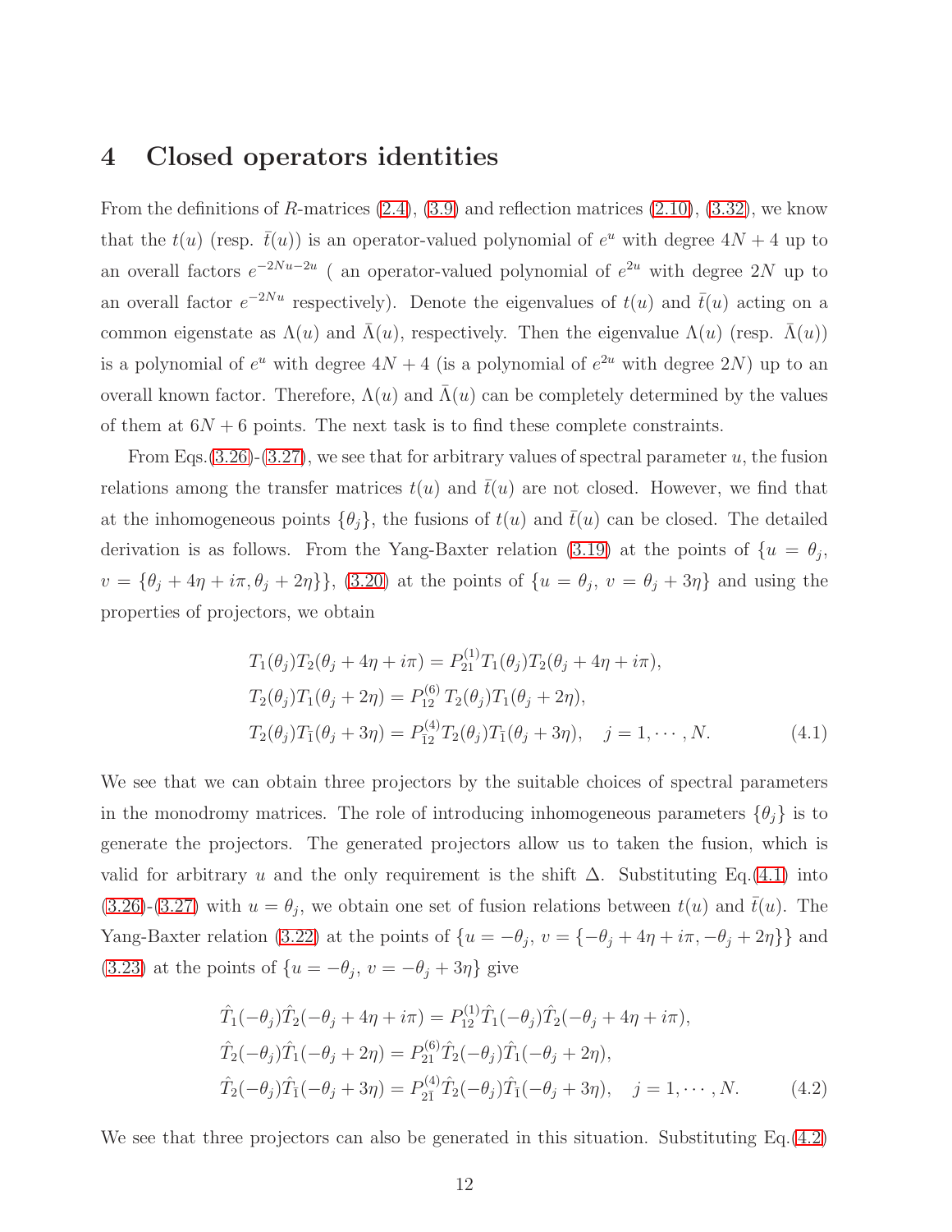# 4 Closed operators identities

From the definitions of $R$-matrices (2.4), (3.9) and reflection matrices (2.10), (3.32), we know that the $t(u)$ (resp. $\bar{t}(u)$) is an operator-valued polynomial of $e^u$ with degree $4N+4$ up to an overall factors $e^{-2Nu-2u}$ ( an operator-valued polynomial of $e^{2u}$ with degree $2N$ up to an overall factor $e^{-2Nu}$ respectively). Denote the eigenvalues of $t(u)$ and $\bar{t}(u)$ acting on a common eigenstate as $\Lambda(u)$ and $\bar{\Lambda}(u)$, respectively. Then the eigenvalue $\Lambda(u)$ (resp. $\bar{\Lambda}(u)$) is a polynomial of $e^u$ with degree $4N+4$ (is a polynomial of $e^{2u}$ with degree $2N$) up to an overall known factor. Therefore, $\Lambda(u)$ and $\bar{\Lambda}(u)$ can be completely determined by the values of them at $6N+6$ points. The next task is to find these complete constraints.

From Eqs.(3.26)-(3.27), we see that for arbitrary values of spectral parameter $u$, the fusion relations among the transfer matrices $t(u)$ and $\bar{t}(u)$ are not closed. However, we find that at the inhomogeneous points $\{\theta_j\}$, the fusions of $t(u)$ and $\bar{t}(u)$ can be closed. The detailed derivation is as follows. From the Yang-Baxter relation (3.19) at the points of $\{u = \theta_j,$ $v = \{\theta_j + 4\eta + i\pi, \theta_j + 2\eta\}\}$, (3.20) at the points of $\{u = \theta_j,\ v = \theta_j + 3\eta\}$ and using the properties of projectors, we obtain

$$
\begin{aligned}
&T_1(\theta_j)T_2(\theta_j+4\eta+i\pi) = P_{21}^{(1)}T_1(\theta_j)T_2(\theta_j+4\eta+i\pi),\\
&T_2(\theta_j)T_1(\theta_j+2\eta) = P_{12}^{(6)}\,T_2(\theta_j)T_1(\theta_j+2\eta),\\
&T_2(\theta_j)T_{\bar{1}}(\theta_j+3\eta) = P_{12}^{(4)}T_2(\theta_j)T_{\bar{1}}(\theta_j+3\eta), \quad j=1,\cdots,N.
\end{aligned} \tag{4.1}
$$

We see that we can obtain three projectors by the suitable choices of spectral parameters in the monodromy matrices. The role of introducing inhomogeneous parameters $\{\theta_j\}$ is to generate the projectors. The generated projectors allow us to taken the fusion, which is valid for arbitrary $u$ and the only requirement is the shift $\Delta$. Substituting Eq.(4.1) into (3.26)-(3.27) with $u = \theta_j$, we obtain one set of fusion relations between $t(u)$ and $\bar{t}(u)$. The Yang-Baxter relation (3.22) at the points of $\{u = -\theta_j,\ v = \{-\theta_j + 4\eta + i\pi, -\theta_j + 2\eta\}\}$ and (3.23) at the points of $\{u = -\theta_j,\ v = -\theta_j + 3\eta\}$ give

$$
\begin{aligned}
&\hat{T}_1(-\theta_j)\hat{T}_2(-\theta_j+4\eta+i\pi) = P_{12}^{(1)}\hat{T}_1(-\theta_j)\hat{T}_2(-\theta_j+4\eta+i\pi),\\
&\hat{T}_2(-\theta_j)\hat{T}_1(-\theta_j+2\eta) = P_{21}^{(6)}\hat{T}_2(-\theta_j)\hat{T}_1(-\theta_j+2\eta),\\
&\hat{T}_2(-\theta_j)\hat{T}_{\bar{1}}(-\theta_j+3\eta) = P_{2\bar{1}}^{(4)}\hat{T}_2(-\theta_j)\hat{T}_{\bar{1}}(-\theta_j+3\eta), \quad j=1,\cdots,N.
\end{aligned} \tag{4.2}
$$

We see that three projectors can also be generated in this situation. Substituting Eq.(4.2)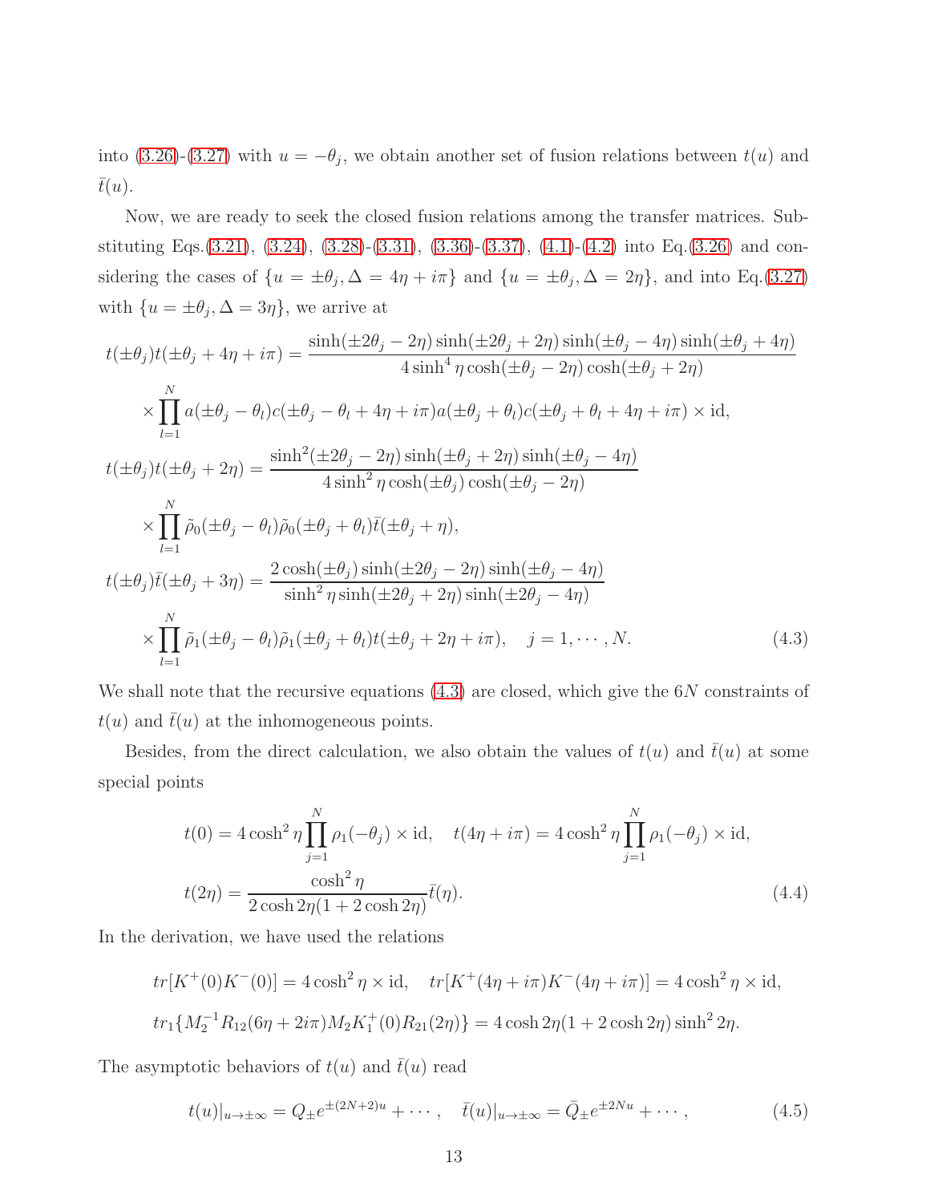into (3.26)-(3.27) with $u = -\theta_j$, we obtain another set of fusion relations between $t(u)$ and $\bar{t}(u)$.

Now, we are ready to seek the closed fusion relations among the transfer matrices. Substituting Eqs.(3.21), (3.24), (3.28)-(3.31), (3.36)-(3.37), (4.1)-(4.2) into Eq.(3.26) and considering the cases of $\{u = \pm\theta_j, \Delta = 4\eta + i\pi\}$ and $\{u = \pm\theta_j, \Delta = 2\eta\}$, and into Eq.(3.27) with $\{u = \pm\theta_j, \Delta = 3\eta\}$, we arrive at

$$
\begin{aligned}
t(\pm\theta_j)t(\pm\theta_j + 4\eta + i\pi) &= \frac{\sinh(\pm 2\theta_j - 2\eta)\sinh(\pm 2\theta_j + 2\eta)\sinh(\pm\theta_j - 4\eta)\sinh(\pm\theta_j + 4\eta)}{4\sinh^4\eta\cosh(\pm\theta_j - 2\eta)\cosh(\pm\theta_j + 2\eta)} \\
&\quad \times \prod_{l=1}^{N} a(\pm\theta_j - \theta_l)c(\pm\theta_j - \theta_l + 4\eta + i\pi)a(\pm\theta_j + \theta_l)c(\pm\theta_j + \theta_l + 4\eta + i\pi) \times \mathrm{id}, \\
t(\pm\theta_j)t(\pm\theta_j + 2\eta) &= \frac{\sinh^2(\pm 2\theta_j - 2\eta)\sinh(\pm\theta_j + 2\eta)\sinh(\pm\theta_j - 4\eta)}{4\sinh^2\eta\cosh(\pm\theta_j)\cosh(\pm\theta_j - 2\eta)} \\
&\quad \times \prod_{l=1}^{N} \tilde{\rho}_0(\pm\theta_j - \theta_l)\tilde{\rho}_0(\pm\theta_j + \theta_l)\bar{t}(\pm\theta_j + \eta), \\
t(\pm\theta_j)\bar{t}(\pm\theta_j + 3\eta) &= \frac{2\cosh(\pm\theta_j)\sinh(\pm 2\theta_j - 2\eta)\sinh(\pm\theta_j - 4\eta)}{\sinh^2\eta\sinh(\pm 2\theta_j + 2\eta)\sinh(\pm 2\theta_j - 4\eta)} \\
&\quad \times \prod_{l=1}^{N} \tilde{\rho}_1(\pm\theta_j - \theta_l)\tilde{\rho}_1(\pm\theta_j + \theta_l)t(\pm\theta_j + 2\eta + i\pi), \quad j = 1, \cdots, N.
\end{aligned} \tag{4.3}
$$

We shall note that the recursive equations (4.3) are closed, which give the $6N$ constraints of $t(u)$ and $\bar{t}(u)$ at the inhomogeneous points.

Besides, from the direct calculation, we also obtain the values of $t(u)$ and $\bar{t}(u)$ at some special points

$$
\begin{aligned}
t(0) &= 4\cosh^2\eta \prod_{j=1}^{N} \rho_1(-\theta_j) \times \mathrm{id}, \quad t(4\eta + i\pi) = 4\cosh^2\eta \prod_{j=1}^{N} \rho_1(-\theta_j) \times \mathrm{id}, \\
t(2\eta) &= \frac{\cosh^2\eta}{2\cosh 2\eta(1 + 2\cosh 2\eta)}\bar{t}(\eta).
\end{aligned} \tag{4.4}
$$

In the derivation, we have used the relations

$$
\begin{aligned}
&tr[K^+(0)K^-(0)] = 4\cosh^2\eta \times \mathrm{id}, \quad tr[K^+(4\eta + i\pi)K^-(4\eta + i\pi)] = 4\cosh^2\eta \times \mathrm{id}, \\
&tr_1\{M_2^{-1}R_{12}(6\eta + 2i\pi)M_2K_1^+(0)R_{21}(2\eta)\} = 4\cosh 2\eta(1 + 2\cosh 2\eta)\sinh^2 2\eta.
\end{aligned}
$$

The asymptotic behaviors of $t(u)$ and $\bar{t}(u)$ read

$$
t(u)|_{u\to\pm\infty} = Q_\pm e^{\pm(2N+2)u} + \cdots, \quad \bar{t}(u)|_{u\to\pm\infty} = \bar{Q}_\pm e^{\pm 2Nu} + \cdots, \tag{4.5}
$$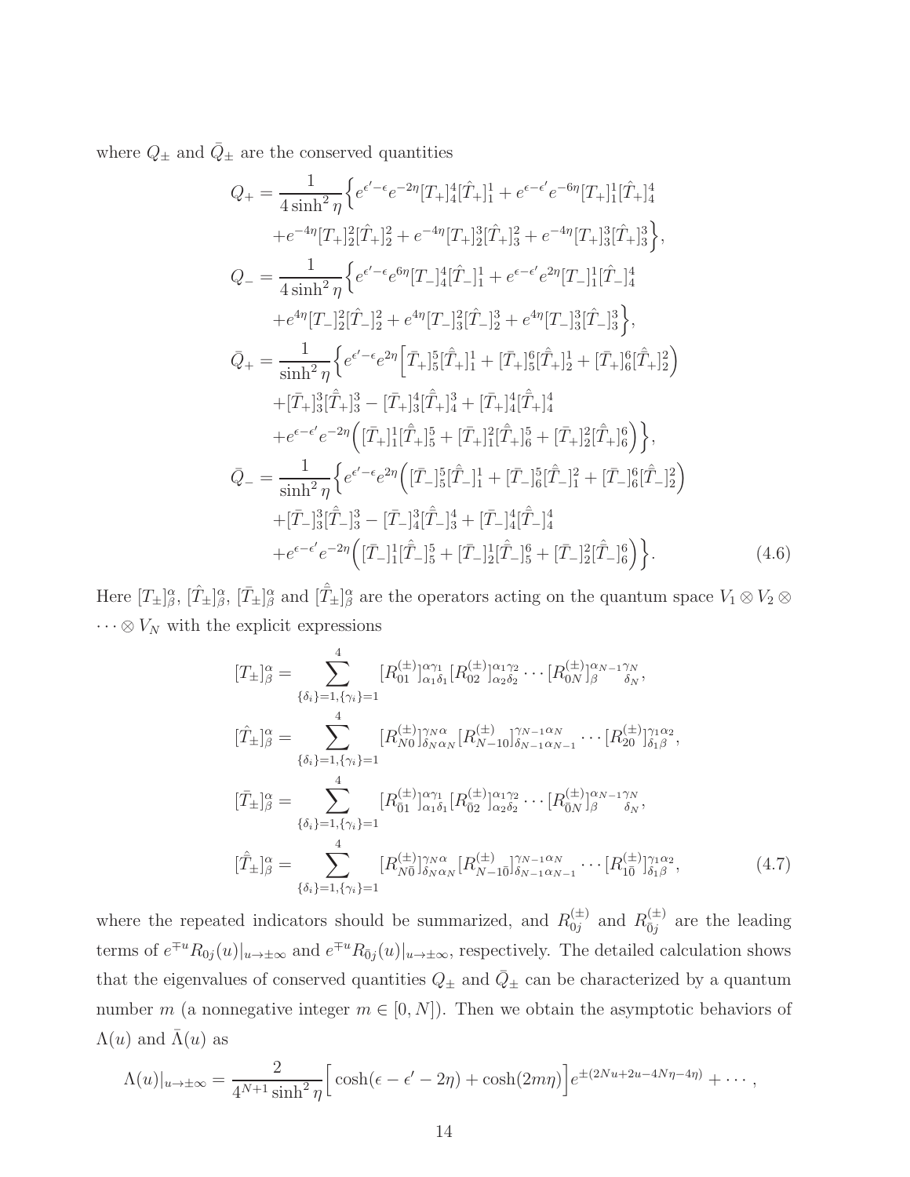where $Q_\pm$ and $\bar{Q}_\pm$ are the conserved quantities

$$
\begin{aligned}
Q_+ &= \frac{1}{4\sinh^2\eta}\Big\{e^{\epsilon'-\epsilon}e^{-2\eta}[T_+]^4_4[\hat{T}_+]^1_1 + e^{\epsilon-\epsilon'}e^{-6\eta}[T_+]^1_1[\hat{T}_+]^4_4 \\
&\quad + e^{-4\eta}[T_+]^2_2[\hat{T}_+]^2_2 + e^{-4\eta}[T_+]^3_2[\hat{T}_+]^2_3 + e^{-4\eta}[T_+]^3_3[\hat{T}_+]^3_3\Big\}, \\
Q_- &= \frac{1}{4\sinh^2\eta}\Big\{e^{\epsilon'-\epsilon}e^{6\eta}[T_-]^4_4[\hat{T}_-]^1_1 + e^{\epsilon-\epsilon'}e^{2\eta}[T_-]^1_1[\hat{T}_-]^4_4 \\
&\quad + e^{4\eta}[T_-]^2_2[\hat{T}_-]^2_2 + e^{4\eta}[T_-]^2_3[\hat{T}_-]^3_2 + e^{4\eta}[T_-]^3_3[\hat{T}_-]^3_3\Big\}, \\
\bar{Q}_+ &= \frac{1}{\sinh^2\eta}\Big\{e^{\epsilon'-\epsilon}e^{2\eta}\Big[\bar{T}_+]^5_5[\hat{\bar{T}}_+]^1_1 + [\bar{T}_+]^6_5[\hat{\bar{T}}_+]^1_2 + [\bar{T}_+]^6_6[\hat{\bar{T}}_+]^2_2\Big) \\
&\quad + [\bar{T}_+]^3_3[\hat{\bar{T}}_+]^3_3 - [\bar{T}_+]^4_3[\hat{\bar{T}}_+]^3_4 + [\bar{T}_+]^4_4[\hat{\bar{T}}_+]^4_4 \\
&\quad + e^{\epsilon-\epsilon'}e^{-2\eta}\Big([\bar{T}_+]^1_1[\hat{\bar{T}}_+]^5_5 + [\bar{T}_+]^2_1[\hat{\bar{T}}_+]^5_6 + [\bar{T}_+]^2_2[\hat{\bar{T}}_+]^6_6\Big)\Big\}, \\
\bar{Q}_- &= \frac{1}{\sinh^2\eta}\Big\{e^{\epsilon'-\epsilon}e^{2\eta}\Big([\bar{T}_-]^5_5[\hat{\bar{T}}_-]^1_1 + [\bar{T}_-]^5_6[\hat{\bar{T}}_-]^2_1 + [\bar{T}_-]^6_6[\hat{\bar{T}}_-]^2_2\Big) \\
&\quad + [\bar{T}_-]^3_3[\hat{\bar{T}}_-]^3_3 - [\bar{T}_-]^3_4[\hat{\bar{T}}_-]^4_3 + [\bar{T}_-]^4_4[\hat{\bar{T}}_-]^4_4 \\
&\quad + e^{\epsilon-\epsilon'}e^{-2\eta}\Big([\bar{T}_-]^1_1[\hat{\bar{T}}_-]^5_5 + [\bar{T}_-]^1_2[\hat{\bar{T}}_-]^6_5 + [\bar{T}_-]^2_2[\hat{\bar{T}}_-]^6_6\Big)\Big\}.
\end{aligned} \tag{4.6}
$$

Here $[T_\pm]^\alpha_\beta$, $[\hat{T}_\pm]^\alpha_\beta$, $[\bar{T}_\pm]^\alpha_\beta$ and $[\hat{\bar{T}}_\pm]^\alpha_\beta$ are the operators acting on the quantum space $V_1\otimes V_2\otimes \cdots\otimes V_N$ with the explicit expressions

$$
\begin{aligned}
[T_\pm]^\alpha_\beta &= \sum_{\{\delta_i\}=1,\{\gamma_i\}=1}^{4}[R^{(\pm)}_{01}]^{\alpha\gamma_1}_{\alpha_1\delta_1}[R^{(\pm)}_{02}]^{\alpha_1\gamma_2}_{\alpha_2\delta_2}\cdots[R^{(\pm)}_{0N}]^{\alpha_{N-1}\gamma_N}_{\beta\ \ \delta_N}, \\
[\hat{T}_\pm]^\alpha_\beta &= \sum_{\{\delta_i\}=1,\{\gamma_i\}=1}^{4}[R^{(\pm)}_{N0}]^{\gamma_N\alpha}_{\delta_N\alpha_N}[R^{(\pm)}_{N-10}]^{\gamma_{N-1}\alpha_N}_{\delta_{N-1}\alpha_{N-1}}\cdots[R^{(\pm)}_{20}]^{\gamma_1\alpha_2}_{\delta_1\beta}, \\
[\bar{T}_\pm]^\alpha_\beta &= \sum_{\{\delta_i\}=1,\{\gamma_i\}=1}^{4}[R^{(\pm)}_{\bar{0}1}]^{\alpha\gamma_1}_{\alpha_1\delta_1}[R^{(\pm)}_{\bar{0}2}]^{\alpha_1\gamma_2}_{\alpha_2\delta_2}\cdots[R^{(\pm)}_{\bar{0}N}]^{\alpha_{N-1}\gamma_N}_{\beta\ \ \delta_N}, \\
[\hat{\bar{T}}_\pm]^\alpha_\beta &= \sum_{\{\delta_i\}=1,\{\gamma_i\}=1}^{4}[R^{(\pm)}_{N\bar{0}}]^{\gamma_N\alpha}_{\delta_N\alpha_N}[R^{(\pm)}_{N-1\bar{0}}]^{\gamma_{N-1}\alpha_N}_{\delta_{N-1}\alpha_{N-1}}\cdots[R^{(\pm)}_{1\bar{0}}]^{\gamma_1\alpha_2}_{\delta_1\beta},
\end{aligned} \tag{4.7}
$$

where the repeated indicators should be summarized, and $R^{(\pm)}_{0j}$ and $R^{(\pm)}_{\bar{0}j}$ are the leading terms of $e^{\mp u}R_{0j}(u)|_{u\to\pm\infty}$ and $e^{\mp u}R_{\bar{0}j}(u)|_{u\to\pm\infty}$, respectively. The detailed calculation shows that the eigenvalues of conserved quantities $Q_\pm$ and $\bar{Q}_\pm$ can be characterized by a quantum number $m$ (a nonnegative integer $m\in[0,N]$). Then we obtain the asymptotic behaviors of $\Lambda(u)$ and $\bar{\Lambda}(u)$ as

$$
\Lambda(u)|_{u\to\pm\infty} = \frac{2}{4^{N+1}\sinh^2\eta}\Big[\cosh(\epsilon-\epsilon'-2\eta)+\cosh(2m\eta)\Big]e^{\pm(2Nu+2u-4N\eta-4\eta)}+\cdots,
$$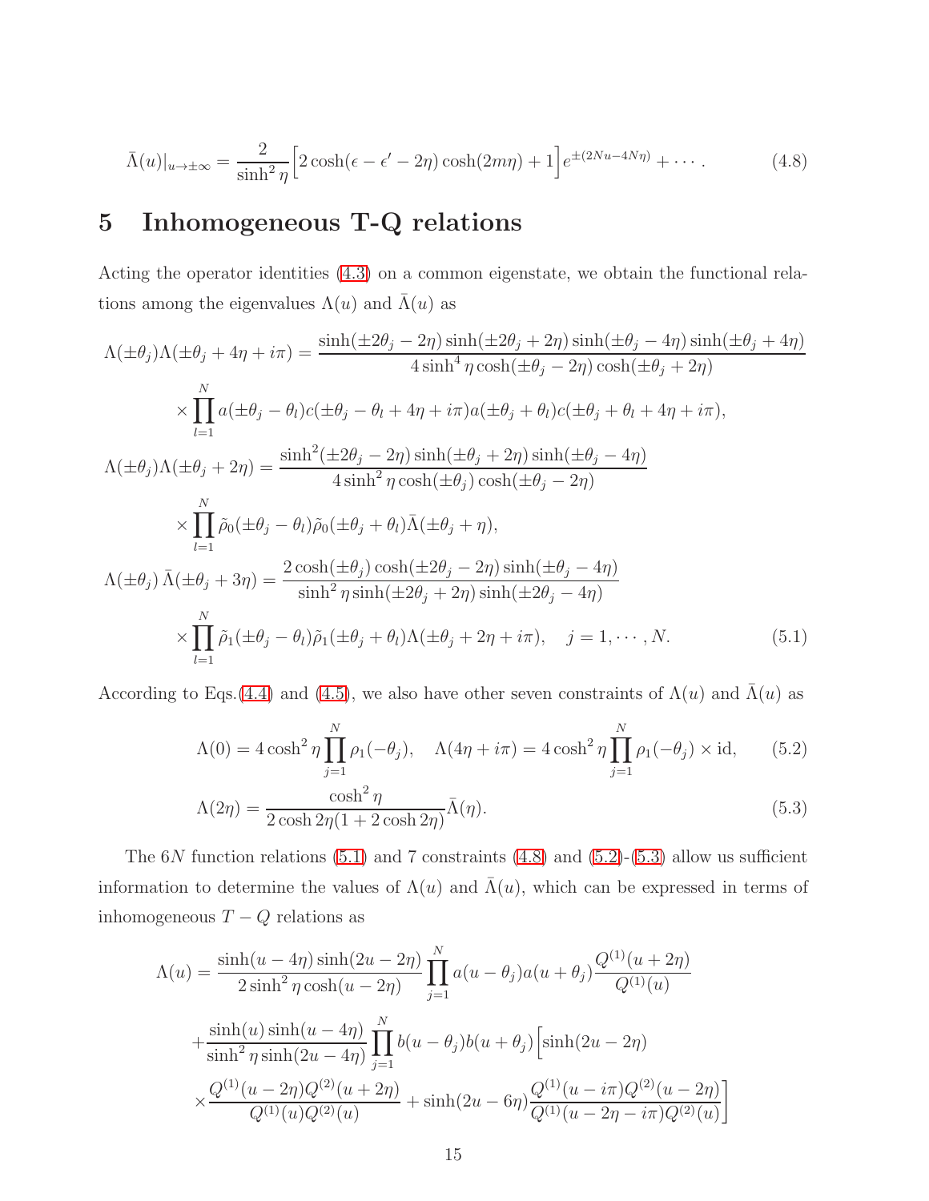$$
\bar{\Lambda}(u)|_{u\to\pm\infty} = \frac{2}{\sinh^2\eta}\Big[2\cosh(\epsilon-\epsilon'-2\eta)\cosh(2m\eta)+1\Big]e^{\pm(2Nu-4N\eta)}+\cdots. \tag{4.8}
$$

# 5 Inhomogeneous T-Q relations

Acting the operator identities (4.3) on a common eigenstate, we obtain the functional relations among the eigenvalues $\Lambda(u)$ and $\bar{\Lambda}(u)$ as

$$
\begin{aligned}
\Lambda(\pm\theta_j)\Lambda(\pm\theta_j+4\eta+i\pi) &= \frac{\sinh(\pm2\theta_j-2\eta)\sinh(\pm2\theta_j+2\eta)\sinh(\pm\theta_j-4\eta)\sinh(\pm\theta_j+4\eta)}{4\sinh^4\eta\cosh(\pm\theta_j-2\eta)\cosh(\pm\theta_j+2\eta)} \\
&\quad\times\prod_{l=1}^{N}a(\pm\theta_j-\theta_l)c(\pm\theta_j-\theta_l+4\eta+i\pi)a(\pm\theta_j+\theta_l)c(\pm\theta_j+\theta_l+4\eta+i\pi), \\
\Lambda(\pm\theta_j)\Lambda(\pm\theta_j+2\eta) &= \frac{\sinh^2(\pm2\theta_j-2\eta)\sinh(\pm\theta_j+2\eta)\sinh(\pm\theta_j-4\eta)}{4\sinh^2\eta\cosh(\pm\theta_j)\cosh(\pm\theta_j-2\eta)} \\
&\quad\times\prod_{l=1}^{N}\tilde{\rho}_0(\pm\theta_j-\theta_l)\tilde{\rho}_0(\pm\theta_j+\theta_l)\bar{\Lambda}(\pm\theta_j+\eta), \\
\Lambda(\pm\theta_j)\,\bar{\Lambda}(\pm\theta_j+3\eta) &= \frac{2\cosh(\pm\theta_j)\cosh(\pm2\theta_j-2\eta)\sinh(\pm\theta_j-4\eta)}{\sinh^2\eta\sinh(\pm2\theta_j+2\eta)\sinh(\pm2\theta_j-4\eta)} \\
&\quad\times\prod_{l=1}^{N}\tilde{\rho}_1(\pm\theta_j-\theta_l)\tilde{\rho}_1(\pm\theta_j+\theta_l)\Lambda(\pm\theta_j+2\eta+i\pi), \quad j=1,\cdots,N.
\end{aligned} \tag{5.1}
$$

According to Eqs.(4.4) and (4.5), we also have other seven constraints of $\Lambda(u)$ and $\bar{\Lambda}(u)$ as

$$
\Lambda(0) = 4\cosh^2\eta\prod_{j=1}^{N}\rho_1(-\theta_j), \quad \Lambda(4\eta+i\pi) = 4\cosh^2\eta\prod_{j=1}^{N}\rho_1(-\theta_j)\times\mathrm{id}, \tag{5.2}
$$

$$
\Lambda(2\eta) = \frac{\cosh^2\eta}{2\cosh2\eta(1+2\cosh2\eta)}\bar{\Lambda}(\eta). \tag{5.3}
$$

The $6N$ function relations (5.1) and 7 constraints (4.8) and (5.2)-(5.3) allow us sufficient information to determine the values of $\Lambda(u)$ and $\bar{\Lambda}(u)$, which can be expressed in terms of inhomogeneous $T-Q$ relations as

$$
\begin{aligned}
\Lambda(u) &= \frac{\sinh(u-4\eta)\sinh(2u-2\eta)}{2\sinh^2\eta\cosh(u-2\eta)}\prod_{j=1}^{N}a(u-\theta_j)a(u+\theta_j)\frac{Q^{(1)}(u+2\eta)}{Q^{(1)}(u)} \\
&\quad+\frac{\sinh(u)\sinh(u-4\eta)}{\sinh^2\eta\sinh(2u-4\eta)}\prod_{j=1}^{N}b(u-\theta_j)b(u+\theta_j)\Big[\sinh(2u-2\eta) \\
&\quad\times\frac{Q^{(1)}(u-2\eta)Q^{(2)}(u+2\eta)}{Q^{(1)}(u)Q^{(2)}(u)}+\sinh(2u-6\eta)\frac{Q^{(1)}(u-i\pi)Q^{(2)}(u-2\eta)}{Q^{(1)}(u-2\eta-i\pi)Q^{(2)}(u)}\Big]
\end{aligned}
$$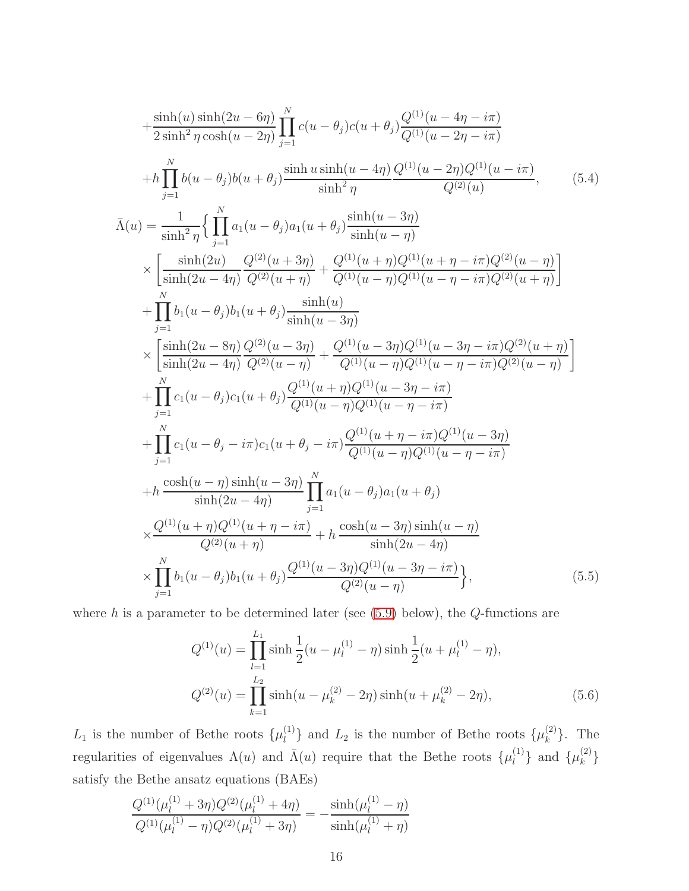$$
\begin{aligned}
&+\frac{\sinh(u)\sinh(2u-6\eta)}{2\sinh^2\eta\cosh(u-2\eta)}\prod_{j=1}^{N}c(u-\theta_j)c(u+\theta_j)\frac{Q^{(1)}(u-4\eta-i\pi)}{Q^{(1)}(u-2\eta-i\pi)}\\
&+h\prod_{j=1}^{N}b(u-\theta_j)b(u+\theta_j)\frac{\sinh u\sinh(u-4\eta)}{\sinh^2\eta}\frac{Q^{(1)}(u-2\eta)Q^{(1)}(u-i\pi)}{Q^{(2)}(u)},
\end{aligned} \tag{5.4}
$$

$$
\begin{aligned}
\bar{\Lambda}(u)=\frac{1}{\sinh^2\eta}\Big\{&\prod_{j=1}^{N}a_1(u-\theta_j)a_1(u+\theta_j)\frac{\sinh(u-3\eta)}{\sinh(u-\eta)}\\
&\times\left[\frac{\sinh(2u)}{\sinh(2u-4\eta)}\frac{Q^{(2)}(u+3\eta)}{Q^{(2)}(u+\eta)}+\frac{Q^{(1)}(u+\eta)Q^{(1)}(u+\eta-i\pi)Q^{(2)}(u-\eta)}{Q^{(1)}(u-\eta)Q^{(1)}(u-\eta-i\pi)Q^{(2)}(u+\eta)}\right]\\
&+\prod_{j=1}^{N}b_1(u-\theta_j)b_1(u+\theta_j)\frac{\sinh(u)}{\sinh(u-3\eta)}\\
&\times\left[\frac{\sinh(2u-8\eta)}{\sinh(2u-4\eta)}\frac{Q^{(2)}(u-3\eta)}{Q^{(2)}(u-\eta)}+\frac{Q^{(1)}(u-3\eta)Q^{(1)}(u-3\eta-i\pi)Q^{(2)}(u+\eta)}{Q^{(1)}(u-\eta)Q^{(1)}(u-\eta-i\pi)Q^{(2)}(u-\eta)}\right]\\
&+\prod_{j=1}^{N}c_1(u-\theta_j)c_1(u+\theta_j)\frac{Q^{(1)}(u+\eta)Q^{(1)}(u-3\eta-i\pi)}{Q^{(1)}(u-\eta)Q^{(1)}(u-\eta-i\pi)}\\
&+\prod_{j=1}^{N}c_1(u-\theta_j-i\pi)c_1(u+\theta_j-i\pi)\frac{Q^{(1)}(u+\eta-i\pi)Q^{(1)}(u-3\eta)}{Q^{(1)}(u-\eta)Q^{(1)}(u-\eta-i\pi)}\\
&+h\,\frac{\cosh(u-\eta)\sinh(u-3\eta)}{\sinh(2u-4\eta)}\prod_{j=1}^{N}a_1(u-\theta_j)a_1(u+\theta_j)\\
&\times\frac{Q^{(1)}(u+\eta)Q^{(1)}(u+\eta-i\pi)}{Q^{(2)}(u+\eta)}+h\,\frac{\cosh(u-3\eta)\sinh(u-\eta)}{\sinh(2u-4\eta)}\\
&\times\prod_{j=1}^{N}b_1(u-\theta_j)b_1(u+\theta_j)\frac{Q^{(1)}(u-3\eta)Q^{(1)}(u-3\eta-i\pi)}{Q^{(2)}(u-\eta)}\Big\},
\end{aligned} \tag{5.5}
$$

where $h$ is a parameter to be determined later (see (5.9) below), the $Q$-functions are

$$
\begin{aligned}
Q^{(1)}(u)&=\prod_{l=1}^{L_1}\sinh\frac{1}{2}(u-\mu_l^{(1)}-\eta)\sinh\frac{1}{2}(u+\mu_l^{(1)}-\eta),\\
Q^{(2)}(u)&=\prod_{k=1}^{L_2}\sinh(u-\mu_k^{(2)}-2\eta)\sinh(u+\mu_k^{(2)}-2\eta),
\end{aligned} \tag{5.6}
$$

$L_1$ is the number of Bethe roots $\{\mu_l^{(1)}\}$ and $L_2$ is the number of Bethe roots $\{\mu_k^{(2)}\}$. The regularities of eigenvalues $\Lambda(u)$ and $\bar{\Lambda}(u)$ require that the Bethe roots $\{\mu_l^{(1)}\}$ and $\{\mu_k^{(2)}\}$ satisfy the Bethe ansatz equations (BAEs)

$$
\frac{Q^{(1)}(\mu_l^{(1)}+3\eta)Q^{(2)}(\mu_l^{(1)}+4\eta)}{Q^{(1)}(\mu_l^{(1)}-\eta)Q^{(2)}(\mu_l^{(1)}+3\eta)}=-\frac{\sinh(\mu_l^{(1)}-\eta)}{\sinh(\mu_l^{(1)}+\eta)}
$$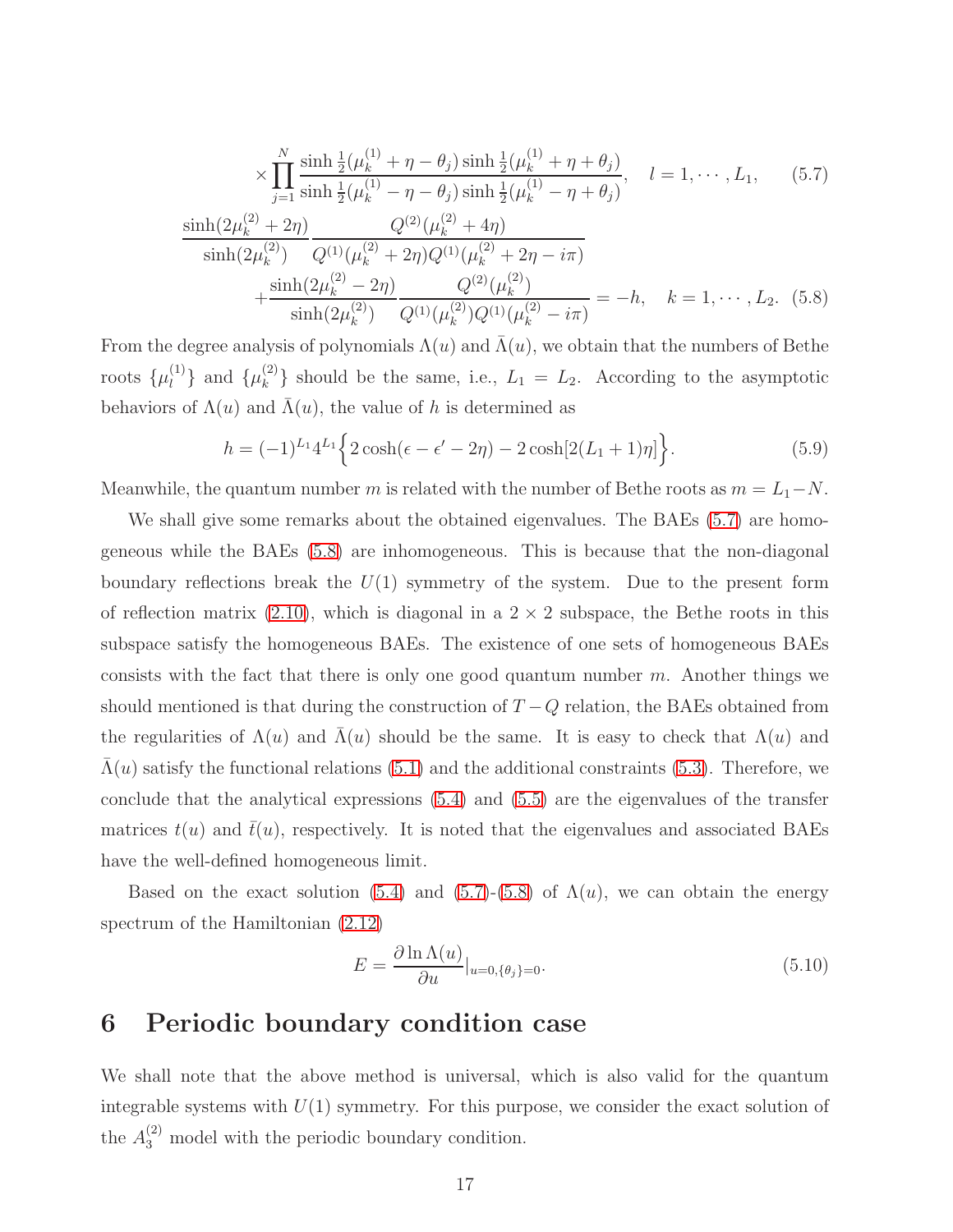$$
\times \prod_{j=1}^{N} \frac{\sinh\frac{1}{2}(\mu_k^{(1)}+\eta-\theta_j)\sinh\frac{1}{2}(\mu_k^{(1)}+\eta+\theta_j)}{\sinh\frac{1}{2}(\mu_k^{(1)}-\eta-\theta_j)\sinh\frac{1}{2}(\mu_k^{(1)}-\eta+\theta_j)}, \quad l=1,\cdots,L_1, \tag{5.7}
$$

$$
\begin{aligned}
&\frac{\sinh(2\mu_k^{(2)}+2\eta)}{\sinh(2\mu_k^{(2)})}\frac{Q^{(2)}(\mu_k^{(2)}+4\eta)}{Q^{(1)}(\mu_k^{(2)}+2\eta)Q^{(1)}(\mu_k^{(2)}+2\eta-i\pi)} \\
&\quad +\frac{\sinh(2\mu_k^{(2)}-2\eta)}{\sinh(2\mu_k^{(2)})}\frac{Q^{(2)}(\mu_k^{(2)})}{Q^{(1)}(\mu_k^{(2)})Q^{(1)}(\mu_k^{(2)}-i\pi)}=-h, \quad k=1,\cdots,L_2. 
\end{aligned}\tag{5.8}
$$

From the degree analysis of polynomials $\Lambda(u)$ and $\bar{\Lambda}(u)$, we obtain that the numbers of Bethe roots $\{\mu_l^{(1)}\}$ and $\{\mu_k^{(2)}\}$ should be the same, i.e., $L_1 = L_2$. According to the asymptotic behaviors of $\Lambda(u)$ and $\bar{\Lambda}(u)$, the value of $h$ is determined as

$$
h = (-1)^{L_1}4^{L_1}\Big\{2\cosh(\epsilon-\epsilon'-2\eta)-2\cosh[2(L_1+1)\eta]\Big\}. \tag{5.9}
$$

Meanwhile, the quantum number $m$ is related with the number of Bethe roots as $m = L_1 - N$.

We shall give some remarks about the obtained eigenvalues. The BAEs (5.7) are homogeneous while the BAEs (5.8) are inhomogeneous. This is because that the non-diagonal boundary reflections break the $U(1)$ symmetry of the system. Due to the present form of reflection matrix (2.10), which is diagonal in a $2\times 2$ subspace, the Bethe roots in this subspace satisfy the homogeneous BAEs. The existence of one sets of homogeneous BAEs consists with the fact that there is only one good quantum number $m$. Another things we should mentioned is that during the construction of $T-Q$ relation, the BAEs obtained from the regularities of $\Lambda(u)$ and $\bar{\Lambda}(u)$ should be the same. It is easy to check that $\Lambda(u)$ and $\bar{\Lambda}(u)$ satisfy the functional relations (5.1) and the additional constraints (5.3). Therefore, we conclude that the analytical expressions (5.4) and (5.5) are the eigenvalues of the transfer matrices $t(u)$ and $\bar{t}(u)$, respectively. It is noted that the eigenvalues and associated BAEs have the well-defined homogeneous limit.

Based on the exact solution (5.4) and (5.7)-(5.8) of $\Lambda(u)$, we can obtain the energy spectrum of the Hamiltonian (2.12)

$$
E = \frac{\partial \ln\Lambda(u)}{\partial u}|_{u=0,\{\theta_j\}=0}. \tag{5.10}
$$

# 6 Periodic boundary condition case

We shall note that the above method is universal, which is also valid for the quantum integrable systems with $U(1)$ symmetry. For this purpose, we consider the exact solution of the $A_3^{(2)}$ model with the periodic boundary condition.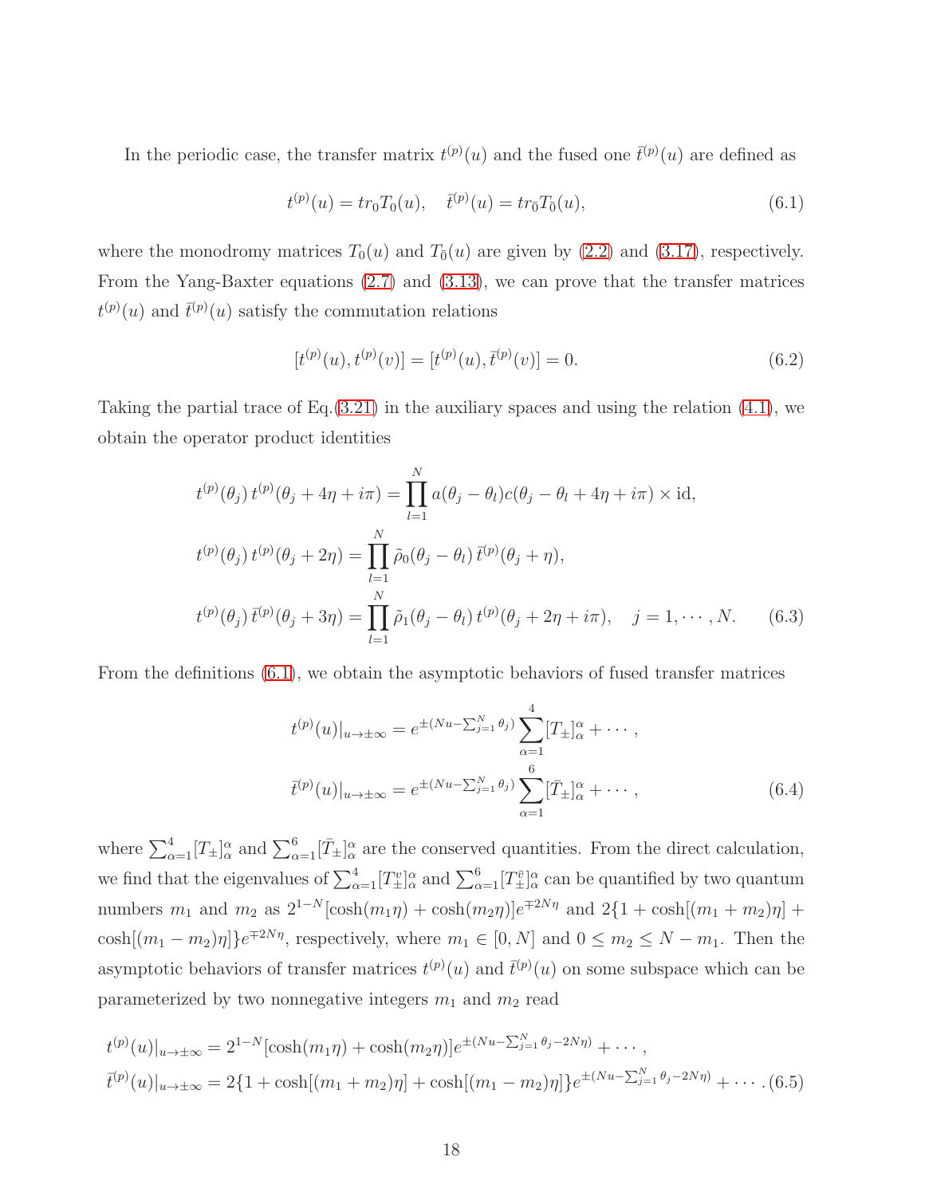In the periodic case, the transfer matrix $t^{(p)}(u)$ and the fused one $\bar{t}^{(p)}(u)$ are defined as

$$t^{(p)}(u) = tr_0 T_0(u), \quad \bar{t}^{(p)}(u) = tr_{\bar{0}} T_{\bar{0}}(u), \tag{6.1}$$

where the monodromy matrices $T_0(u)$ and $T_{\bar{0}}(u)$ are given by (2.2) and (3.17), respectively. From the Yang-Baxter equations (2.7) and (3.13), we can prove that the transfer matrices $t^{(p)}(u)$ and $\bar{t}^{(p)}(u)$ satisfy the commutation relations

$$[t^{(p)}(u), t^{(p)}(v)] = [t^{(p)}(u), \bar{t}^{(p)}(v)] = 0. \tag{6.2}$$

Taking the partial trace of Eq.(3.21) in the auxiliary spaces and using the relation (4.1), we obtain the operator product identities

$$\begin{aligned}
t^{(p)}(\theta_j)\, t^{(p)}(\theta_j + 4\eta + i\pi) &= \prod_{l=1}^{N} a(\theta_j - \theta_l) c(\theta_j - \theta_l + 4\eta + i\pi) \times \mathrm{id}, \\
t^{(p)}(\theta_j)\, t^{(p)}(\theta_j + 2\eta) &= \prod_{l=1}^{N} \tilde{\rho}_0(\theta_j - \theta_l)\, \bar{t}^{(p)}(\theta_j + \eta), \\
t^{(p)}(\theta_j)\, \bar{t}^{(p)}(\theta_j + 3\eta) &= \prod_{l=1}^{N} \tilde{\rho}_1(\theta_j - \theta_l)\, t^{(p)}(\theta_j + 2\eta + i\pi), \quad j = 1, \cdots, N.
\end{aligned} \tag{6.3}$$

From the definitions (6.1), we obtain the asymptotic behaviors of fused transfer matrices

$$\begin{aligned}
t^{(p)}(u)|_{u\to\pm\infty} &= e^{\pm(Nu - \sum_{j=1}^{N}\theta_j)} \sum_{\alpha=1}^{4} [T_{\pm}]_{\alpha}^{\alpha} + \cdots, \\
\bar{t}^{(p)}(u)|_{u\to\pm\infty} &= e^{\pm(Nu - \sum_{j=1}^{N}\theta_j)} \sum_{\alpha=1}^{6} [\bar{T}_{\pm}]_{\alpha}^{\alpha} + \cdots,
\end{aligned} \tag{6.4}$$

where $\sum_{\alpha=1}^{4}[T_{\pm}]_{\alpha}^{\alpha}$ and $\sum_{\alpha=1}^{6}[\bar{T}_{\pm}]_{\alpha}^{\alpha}$ are the conserved quantities. From the direct calculation, we find that the eigenvalues of $\sum_{\alpha=1}^{4}[T_{\pm}^{v}]_{\alpha}^{\alpha}$ and $\sum_{\alpha=1}^{6}[T_{\pm}^{\bar{v}}]_{\alpha}^{\alpha}$ can be quantified by two quantum numbers $m_1$ and $m_2$ as $2^{1-N}[\cosh(m_1\eta) + \cosh(m_2\eta)]e^{\mp 2N\eta}$ and $2\{1 + \cosh[(m_1 + m_2)\eta] + \cosh[(m_1 - m_2)\eta]\}e^{\mp 2N\eta}$, respectively, where $m_1 \in [0, N]$ and $0 \leq m_2 \leq N - m_1$. Then the asymptotic behaviors of transfer matrices $t^{(p)}(u)$ and $\bar{t}^{(p)}(u)$ on some subspace which can be parameterized by two nonnegative integers $m_1$ and $m_2$ read

$$\begin{aligned}
t^{(p)}(u)|_{u\to\pm\infty} &= 2^{1-N}[\cosh(m_1\eta) + \cosh(m_2\eta)]e^{\pm(Nu - \sum_{j=1}^{N}\theta_j - 2N\eta)} + \cdots, \\
\bar{t}^{(p)}(u)|_{u\to\pm\infty} &= 2\{1 + \cosh[(m_1 + m_2)\eta] + \cosh[(m_1 - m_2)\eta]\}e^{\pm(Nu - \sum_{j=1}^{N}\theta_j - 2N\eta)} + \cdots.
\end{aligned} \tag{6.5}$$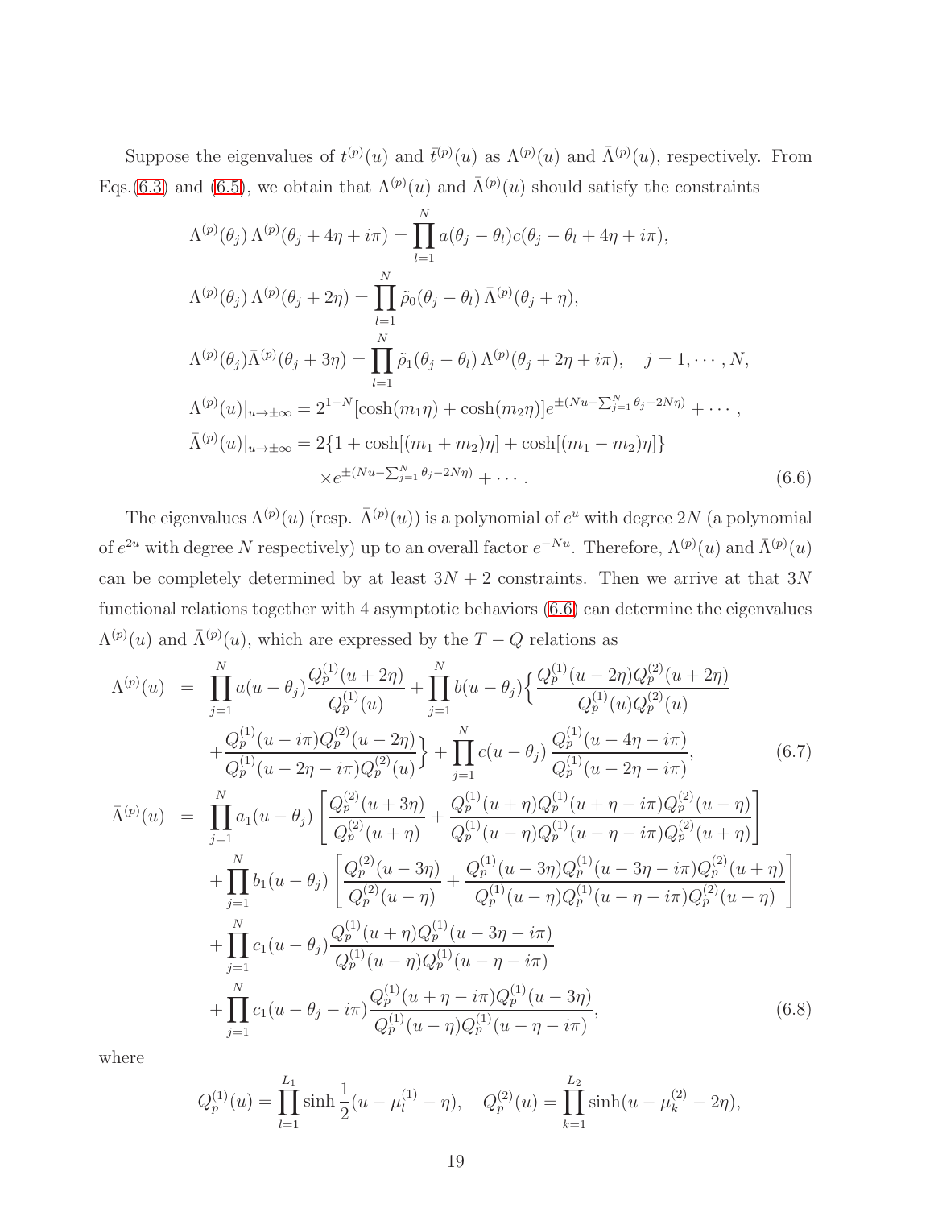Suppose the eigenvalues of $t^{(p)}(u)$ and $\bar{t}^{(p)}(u)$ as $\Lambda^{(p)}(u)$ and $\bar{\Lambda}^{(p)}(u)$, respectively. From Eqs.(6.3) and (6.5), we obtain that $\Lambda^{(p)}(u)$ and $\bar{\Lambda}^{(p)}(u)$ should satisfy the constraints

$$
\begin{aligned}
&\Lambda^{(p)}(\theta_j)\,\Lambda^{(p)}(\theta_j+4\eta+i\pi)=\prod_{l=1}^{N}a(\theta_j-\theta_l)c(\theta_j-\theta_l+4\eta+i\pi),\\
&\Lambda^{(p)}(\theta_j)\,\Lambda^{(p)}(\theta_j+2\eta)=\prod_{l=1}^{N}\tilde{\rho}_0(\theta_j-\theta_l)\,\bar{\Lambda}^{(p)}(\theta_j+\eta),\\
&\Lambda^{(p)}(\theta_j)\bar{\Lambda}^{(p)}(\theta_j+3\eta)=\prod_{l=1}^{N}\tilde{\rho}_1(\theta_j-\theta_l)\,\Lambda^{(p)}(\theta_j+2\eta+i\pi),\quad j=1,\cdots,N,\\
&\Lambda^{(p)}(u)|_{u\to\pm\infty}=2^{1-N}[\cosh(m_1\eta)+\cosh(m_2\eta)]e^{\pm(Nu-\sum_{j=1}^{N}\theta_j-2N\eta)}+\cdots,\\
&\bar{\Lambda}^{(p)}(u)|_{u\to\pm\infty}=2\{1+\cosh[(m_1+m_2)\eta]+\cosh[(m_1-m_2)\eta]\}\\
&\qquad\qquad\times e^{\pm(Nu-\sum_{j=1}^{N}\theta_j-2N\eta)}+\cdots.
\end{aligned}
\tag{6.6}
$$

The eigenvalues $\Lambda^{(p)}(u)$ (resp. $\bar{\Lambda}^{(p)}(u)$) is a polynomial of $e^u$ with degree $2N$ (a polynomial of $e^{2u}$ with degree $N$ respectively) up to an overall factor $e^{-Nu}$. Therefore, $\Lambda^{(p)}(u)$ and $\bar{\Lambda}^{(p)}(u)$ can be completely determined by at least $3N+2$ constraints. Then we arrive at that $3N$ functional relations together with 4 asymptotic behaviors (6.6) can determine the eigenvalues $\Lambda^{(p)}(u)$ and $\bar{\Lambda}^{(p)}(u)$, which are expressed by the $T-Q$ relations as

$$
\begin{aligned}
\Lambda^{(p)}(u) \;=\;& \prod_{j=1}^{N}a(u-\theta_j)\frac{Q_p^{(1)}(u+2\eta)}{Q_p^{(1)}(u)}+\prod_{j=1}^{N}b(u-\theta_j)\Big\{\frac{Q_p^{(1)}(u-2\eta)Q_p^{(2)}(u+2\eta)}{Q_p^{(1)}(u)Q_p^{(2)}(u)}\\
&+\frac{Q_p^{(1)}(u-i\pi)Q_p^{(2)}(u-2\eta)}{Q_p^{(1)}(u-2\eta-i\pi)Q_p^{(2)}(u)}\Big\}+\prod_{j=1}^{N}c(u-\theta_j)\,\frac{Q_p^{(1)}(u-4\eta-i\pi)}{Q_p^{(1)}(u-2\eta-i\pi)},
\end{aligned}
\tag{6.7}
$$

$$
\begin{aligned}
\bar{\Lambda}^{(p)}(u) \;=\;& \prod_{j=1}^{N}a_1(u-\theta_j)\left[\frac{Q_p^{(2)}(u+3\eta)}{Q_p^{(2)}(u+\eta)}+\frac{Q_p^{(1)}(u+\eta)Q_p^{(1)}(u+\eta-i\pi)Q_p^{(2)}(u-\eta)}{Q_p^{(1)}(u-\eta)Q_p^{(1)}(u-\eta-i\pi)Q_p^{(2)}(u+\eta)}\right]\\
&+\prod_{j=1}^{N}b_1(u-\theta_j)\left[\frac{Q_p^{(2)}(u-3\eta)}{Q_p^{(2)}(u-\eta)}+\frac{Q_p^{(1)}(u-3\eta)Q_p^{(1)}(u-3\eta-i\pi)Q_p^{(2)}(u+\eta)}{Q_p^{(1)}(u-\eta)Q_p^{(1)}(u-\eta-i\pi)Q_p^{(2)}(u-\eta)}\right]\\
&+\prod_{j=1}^{N}c_1(u-\theta_j)\frac{Q_p^{(1)}(u+\eta)Q_p^{(1)}(u-3\eta-i\pi)}{Q_p^{(1)}(u-\eta)Q_p^{(1)}(u-\eta-i\pi)}\\
&+\prod_{j=1}^{N}c_1(u-\theta_j-i\pi)\frac{Q_p^{(1)}(u+\eta-i\pi)Q_p^{(1)}(u-3\eta)}{Q_p^{(1)}(u-\eta)Q_p^{(1)}(u-\eta-i\pi)},
\end{aligned}
\tag{6.8}
$$

where

$$
Q_p^{(1)}(u)=\prod_{l=1}^{L_1}\sinh\frac{1}{2}(u-\mu_l^{(1)}-\eta),\quad Q_p^{(2)}(u)=\prod_{k=1}^{L_2}\sinh(u-\mu_k^{(2)}-2\eta),
$$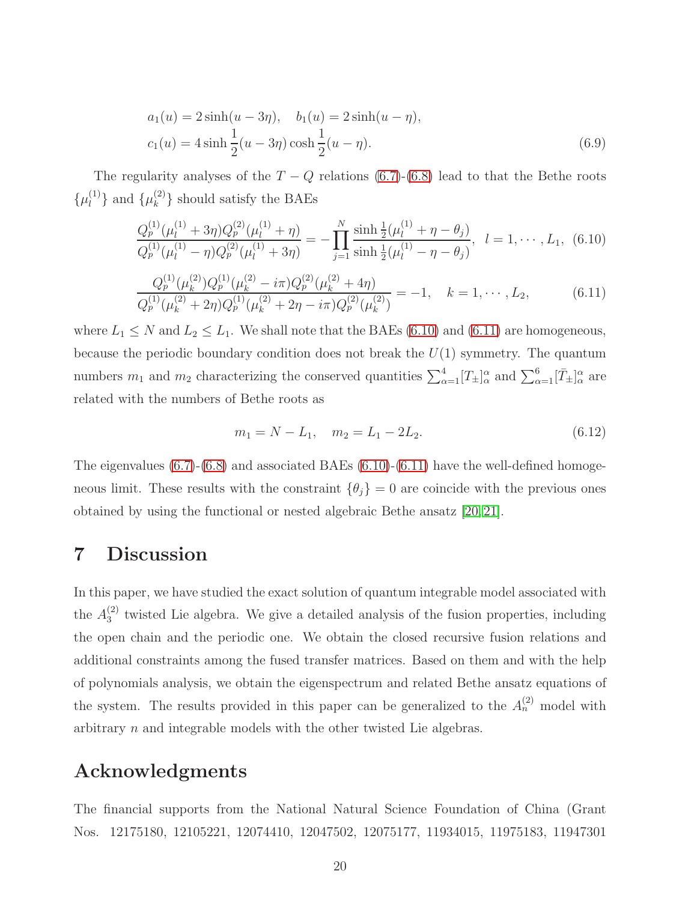$$
\begin{aligned}
&a_1(u) = 2\sinh(u-3\eta), \quad b_1(u) = 2\sinh(u-\eta), \\
&c_1(u) = 4\sinh\frac{1}{2}(u-3\eta)\cosh\frac{1}{2}(u-\eta).
\end{aligned} \tag{6.9}
$$

The regularity analyses of the $T-Q$ relations (6.7)-(6.8) lead to that the Bethe roots $\{\mu_l^{(1)}\}$ and $\{\mu_k^{(2)}\}$ should satisfy the BAEs

$$
\frac{Q_p^{(1)}(\mu_l^{(1)}+3\eta)Q_p^{(2)}(\mu_l^{(1)}+\eta)}{Q_p^{(1)}(\mu_l^{(1)}-\eta)Q_p^{(2)}(\mu_l^{(1)}+3\eta)} = -\prod_{j=1}^{N}\frac{\sinh\frac{1}{2}(\mu_l^{(1)}+\eta-\theta_j)}{\sinh\frac{1}{2}(\mu_l^{(1)}-\eta-\theta_j)}, \quad l=1,\cdots,L_1, \tag{6.10}
$$

$$
\frac{Q_p^{(1)}(\mu_k^{(2)})Q_p^{(1)}(\mu_k^{(2)}-i\pi)Q_p^{(2)}(\mu_k^{(2)}+4\eta)}{Q_p^{(1)}(\mu_k^{(2)}+2\eta)Q_p^{(1)}(\mu_k^{(2)}+2\eta-i\pi)Q_p^{(2)}(\mu_k^{(2)})} = -1, \quad k=1,\cdots,L_2, \tag{6.11}
$$

where $L_1 \leq N$ and $L_2 \leq L_1$. We shall note that the BAEs (6.10) and (6.11) are homogeneous, because the periodic boundary condition does not break the $U(1)$ symmetry. The quantum numbers $m_1$ and $m_2$ characterizing the conserved quantities $\sum_{\alpha=1}^{4}[T_\pm]_\alpha^\alpha$ and $\sum_{\alpha=1}^{6}[\bar{T}_\pm]_\alpha^\alpha$ are related with the numbers of Bethe roots as

$$
m_1 = N - L_1, \quad m_2 = L_1 - 2L_2. \tag{6.12}
$$

The eigenvalues (6.7)-(6.8) and associated BAEs (6.10)-(6.11) have the well-defined homogeneous limit. These results with the constraint $\{\theta_j\}=0$ are coincide with the previous ones obtained by using the functional or nested algebraic Bethe ansatz [20, 21].

# 7 Discussion

In this paper, we have studied the exact solution of quantum integrable model associated with the $A_3^{(2)}$ twisted Lie algebra. We give a detailed analysis of the fusion properties, including the open chain and the periodic one. We obtain the closed recursive fusion relations and additional constraints among the fused transfer matrices. Based on them and with the help of polynomials analysis, we obtain the eigenspectrum and related Bethe ansatz equations of the system. The results provided in this paper can be generalized to the $A_n^{(2)}$ model with arbitrary $n$ and integrable models with the other twisted Lie algebras.

# Acknowledgments

The financial supports from the National Natural Science Foundation of China (Grant Nos. 12175180, 12105221, 12074410, 12047502, 12075177, 11934015, 11975183, 11947301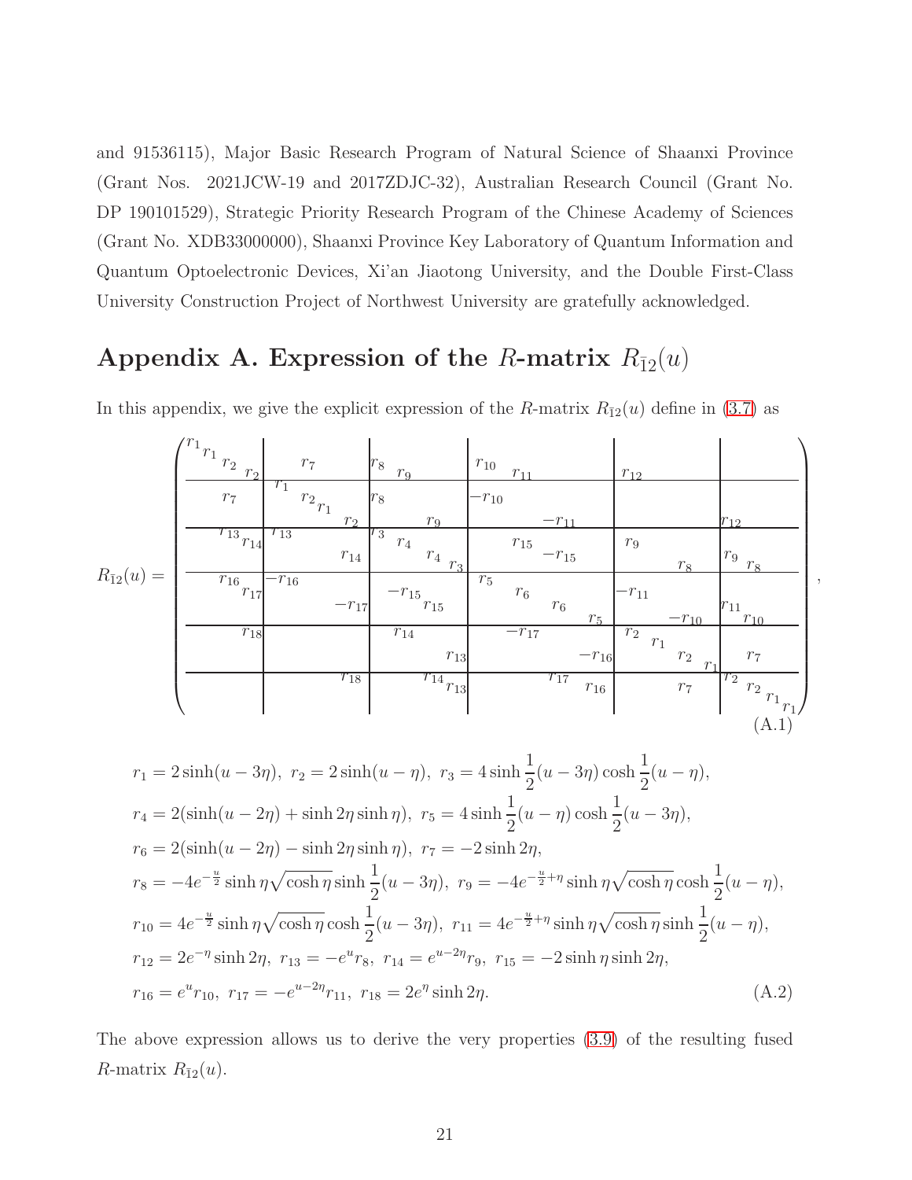and 91536115), Major Basic Research Program of Natural Science of Shaanxi Province (Grant Nos. 2021JCW-19 and 2017ZDJC-32), Australian Research Council (Grant No. DP 190101529), Strategic Priority Research Program of the Chinese Academy of Sciences (Grant No. XDB33000000), Shaanxi Province Key Laboratory of Quantum Information and Quantum Optoelectronic Devices, Xi'an Jiaotong University, and the Double First-Class University Construction Project of Northwest University are gratefully acknowledged.

## Appendix A. Expression of the $R$-matrix $R_{\bar{1}2}(u)$

In this appendix, we give the explicit expression of the $R$-matrix $R_{\bar{1}2}(u)$ define in (3.7) as

$$
R_{\bar{1}2}(u)=\left(\begin{array}{cccc|cccc|cccc|cccc|cccc|cccc}
r_1&&&&&&&&&&&&&&&&&&&&&&&\\
&r_1&&&&&&&&&&&&&&&&&&&&&&\\
&&r_2&&&r_7&&&r_8&&&&r_{10}&&&&&&&&&&&\\
&&&r_2&&&&&&r_9&&&&r_{11}&&&r_{12}&&&&&&&\\
\hline
&&&&r_1&&&&&&&&&&&&&&&&&&&\\
&&r_7&&&r_2&&&r_8&&&&-r_{10}&&&&&&&&&&&\\
&&&&&&r_1&&&&&&&&&&&&&&&&&\\
&&&&&&&r_2&&&r_9&&&&-r_{11}&&&&&&r_{12}&&&\\
\hline
&&r_{13}&&r_{13}&&&&r_3&&&&&&&&&&&&&&&\\
&&&r_{14}&&&&&&r_4&&&&r_{15}&&&r_9&&&&&&&\\
&&&&&&&r_{14}&&&r_4&&&&-r_{15}&&&&&&r_9&&&\\
&&&&&&&&&&&r_3&&&&&&&r_8&&&r_8&&\\
\hline
&&r_{16}&&-r_{16}&&&&&&&&r_5&&&&&&&&&&&\\
&&&r_{17}&&&&&&-r_{15}&&&&r_6&&&-r_{11}&&&&&&&\\
&&&&&&&-r_{17}&&&r_{15}&&&&r_6&&&&&&r_{11}&&&\\
&&&&&&&&&&&&&&&r_5&&&-r_{10}&&&r_{10}&&\\
\hline
&&&r_{18}&&&&&&r_{14}&&&&-r_{17}&&&r_2&&&&&&&\\
&&&&&&&&&&&&&&&&&r_1&&&&&&\\
&&&&&&&&&&&r_{13}&&&&-r_{16}&&&r_2&&&r_7&&\\
&&&&&&&&&&&&&&&&&&&r_1&&&&\\
\hline
&&&&&&&r_{18}&&&r_{14}&&&&r_{17}&&&&&&r_2&&&\\
&&&&&&&&&&&r_{13}&&&&r_{16}&&&r_7&&&r_2&&\\
&&&&&&&&&&&&&&&&&&&&&&r_1&\\
&&&&&&&&&&&&&&&&&&&&&&&r_1
\end{array}\right), \tag{A.1}
$$

$$
\begin{aligned}
&r_1=2\sinh(u-3\eta),\ r_2=2\sinh(u-\eta),\ r_3=4\sinh\frac{1}{2}(u-3\eta)\cosh\frac{1}{2}(u-\eta),\\
&r_4=2(\sinh(u-2\eta)+\sinh 2\eta\sinh\eta),\ r_5=4\sinh\frac{1}{2}(u-\eta)\cosh\frac{1}{2}(u-3\eta),\\
&r_6=2(\sinh(u-2\eta)-\sinh 2\eta\sinh\eta),\ r_7=-2\sinh 2\eta,\\
&r_8=-4e^{-\frac{u}{2}}\sinh\eta\sqrt{\cosh\eta}\sinh\frac{1}{2}(u-3\eta),\ r_9=-4e^{-\frac{u}{2}+\eta}\sinh\eta\sqrt{\cosh\eta}\cosh\frac{1}{2}(u-\eta),\\
&r_{10}=4e^{-\frac{u}{2}}\sinh\eta\sqrt{\cosh\eta}\cosh\frac{1}{2}(u-3\eta),\ r_{11}=4e^{-\frac{u}{2}+\eta}\sinh\eta\sqrt{\cosh\eta}\sinh\frac{1}{2}(u-\eta),\\
&r_{12}=2e^{-\eta}\sinh 2\eta,\ r_{13}=-e^{u}r_8,\ r_{14}=e^{u-2\eta}r_9,\ r_{15}=-2\sinh\eta\sinh 2\eta,\\
&r_{16}=e^{u}r_{10},\ r_{17}=-e^{u-2\eta}r_{11},\ r_{18}=2e^{\eta}\sinh 2\eta.
\end{aligned} \tag{A.2}
$$

The above expression allows us to derive the very properties (3.9) of the resulting fused $R$-matrix $R_{\bar{1}2}(u)$.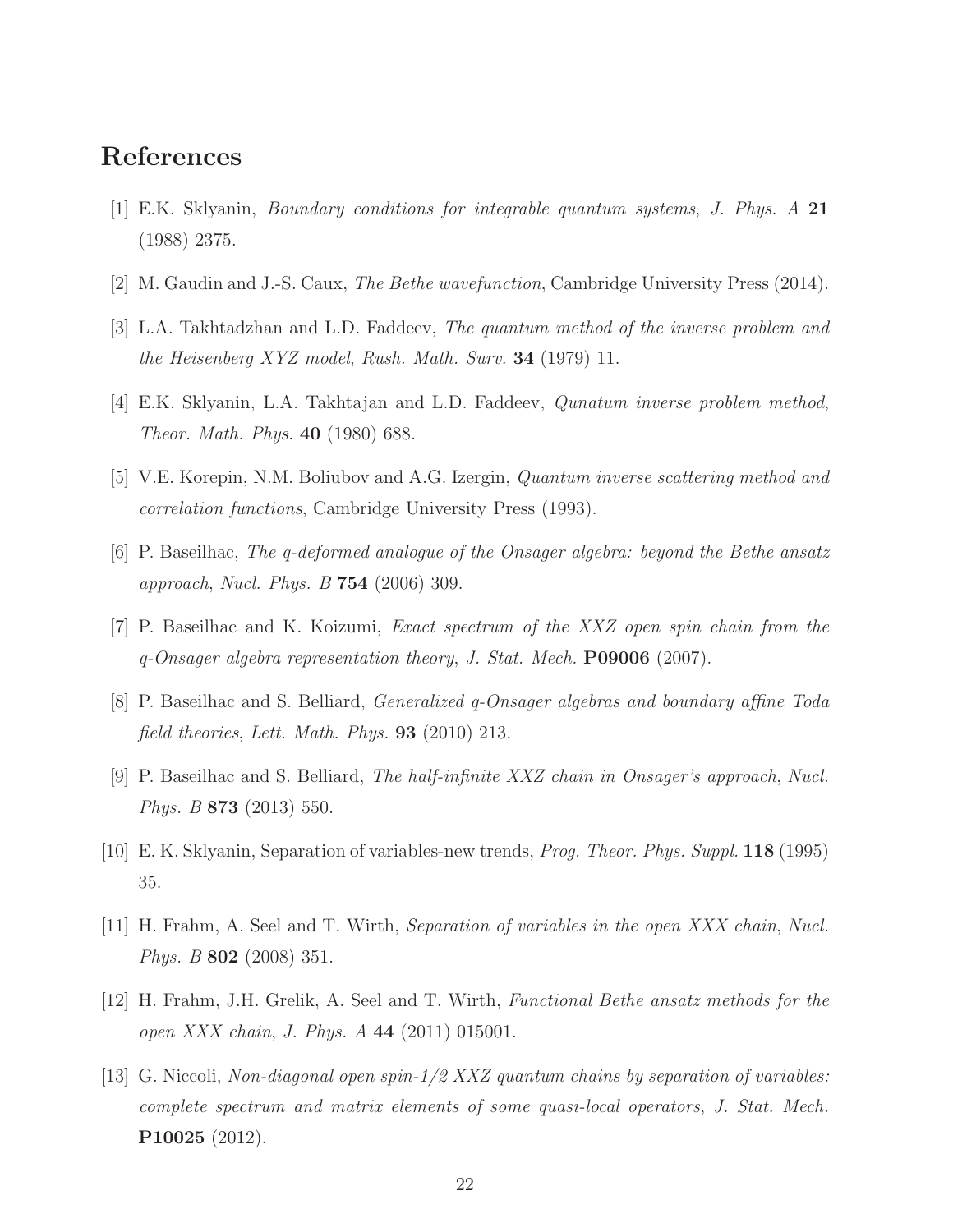# References

[1] E.K. Sklyanin, *Boundary conditions for integrable quantum systems*, *J. Phys. A* **21** (1988) 2375.

[2] M. Gaudin and J.-S. Caux, *The Bethe wavefunction*, Cambridge University Press (2014).

[3] L.A. Takhtadzhan and L.D. Faddeev, *The quantum method of the inverse problem and the Heisenberg XYZ model*, *Rush. Math. Surv.* **34** (1979) 11.

[4] E.K. Sklyanin, L.A. Takhtajan and L.D. Faddeev, *Qunatum inverse problem method*, *Theor. Math. Phys.* **40** (1980) 688.

[5] V.E. Korepin, N.M. Boliubov and A.G. Izergin, *Quantum inverse scattering method and correlation functions*, Cambridge University Press (1993).

[6] P. Baseilhac, *The q-deformed analogue of the Onsager algebra: beyond the Bethe ansatz approach*, *Nucl. Phys. B* **754** (2006) 309.

[7] P. Baseilhac and K. Koizumi, *Exact spectrum of the XXZ open spin chain from the q-Onsager algebra representation theory*, *J. Stat. Mech.* **P09006** (2007).

[8] P. Baseilhac and S. Belliard, *Generalized q-Onsager algebras and boundary affine Toda field theories*, *Lett. Math. Phys.* **93** (2010) 213.

[9] P. Baseilhac and S. Belliard, *The half-infinite XXZ chain in Onsager's approach*, *Nucl. Phys. B* **873** (2013) 550.

[10] E. K. Sklyanin, Separation of variables-new trends, *Prog. Theor. Phys. Suppl.* **118** (1995) 35.

[11] H. Frahm, A. Seel and T. Wirth, *Separation of variables in the open XXX chain*, *Nucl. Phys. B* **802** (2008) 351.

[12] H. Frahm, J.H. Grelik, A. Seel and T. Wirth, *Functional Bethe ansatz methods for the open XXX chain*, *J. Phys. A* **44** (2011) 015001.

[13] G. Niccoli, *Non-diagonal open spin-1/2 XXZ quantum chains by separation of variables: complete spectrum and matrix elements of some quasi-local operators*, *J. Stat. Mech.* **P10025** (2012).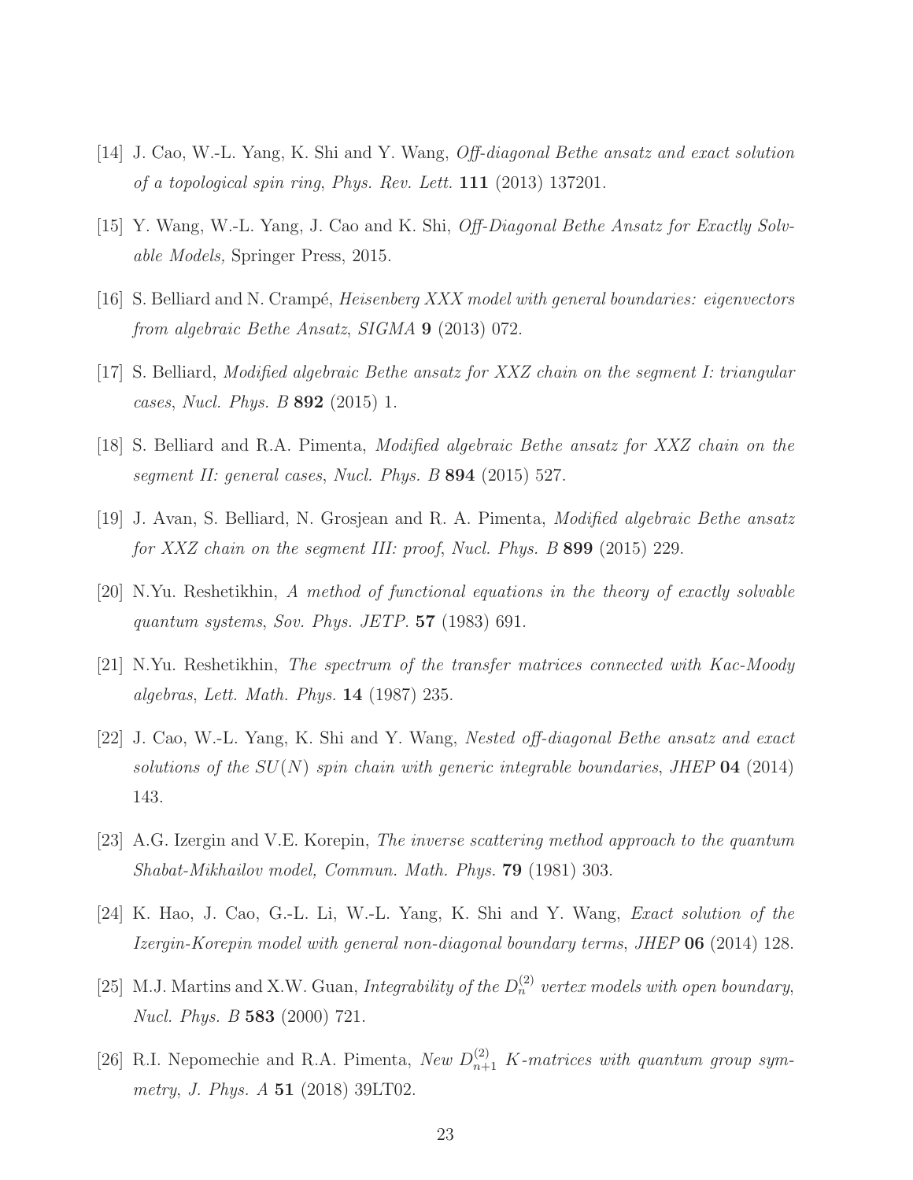[14] J. Cao, W.-L. Yang, K. Shi and Y. Wang, *Off-diagonal Bethe ansatz and exact solution of a topological spin ring*, *Phys. Rev. Lett.* **111** (2013) 137201.

[15] Y. Wang, W.-L. Yang, J. Cao and K. Shi, *Off-Diagonal Bethe Ansatz for Exactly Solvable Models,* Springer Press, 2015.

[16] S. Belliard and N. Crampé, *Heisenberg XXX model with general boundaries: eigenvectors from algebraic Bethe Ansatz*, *SIGMA* **9** (2013) 072.

[17] S. Belliard, *Modified algebraic Bethe ansatz for XXZ chain on the segment I: triangular cases*, *Nucl. Phys. B* **892** (2015) 1.

[18] S. Belliard and R.A. Pimenta, *Modified algebraic Bethe ansatz for XXZ chain on the segment II: general cases*, *Nucl. Phys. B* **894** (2015) 527.

[19] J. Avan, S. Belliard, N. Grosjean and R. A. Pimenta, *Modified algebraic Bethe ansatz for XXZ chain on the segment III: proof*, *Nucl. Phys. B* **899** (2015) 229.

[20] N.Yu. Reshetikhin, *A method of functional equations in the theory of exactly solvable quantum systems*, *Sov. Phys. JETP.* **57** (1983) 691.

[21] N.Yu. Reshetikhin, *The spectrum of the transfer matrices connected with Kac-Moody algebras*, *Lett. Math. Phys.* **14** (1987) 235.

[22] J. Cao, W.-L. Yang, K. Shi and Y. Wang, *Nested off-diagonal Bethe ansatz and exact solutions of the $SU(N)$ spin chain with generic integrable boundaries*, *JHEP* **04** (2014) 143.

[23] A.G. Izergin and V.E. Korepin, *The inverse scattering method approach to the quantum Shabat-Mikhailov model, Commun. Math. Phys.* **79** (1981) 303.

[24] K. Hao, J. Cao, G.-L. Li, W.-L. Yang, K. Shi and Y. Wang, *Exact solution of the Izergin-Korepin model with general non-diagonal boundary terms*, *JHEP* **06** (2014) 128.

[25] M.J. Martins and X.W. Guan, *Integrability of the $D_n^{(2)}$ vertex models with open boundary*, *Nucl. Phys. B* **583** (2000) 721.

[26] R.I. Nepomechie and R.A. Pimenta, *New $D_{n+1}^{(2)}$ K-matrices with quantum group symmetry*, *J. Phys. A* **51** (2018) 39LT02.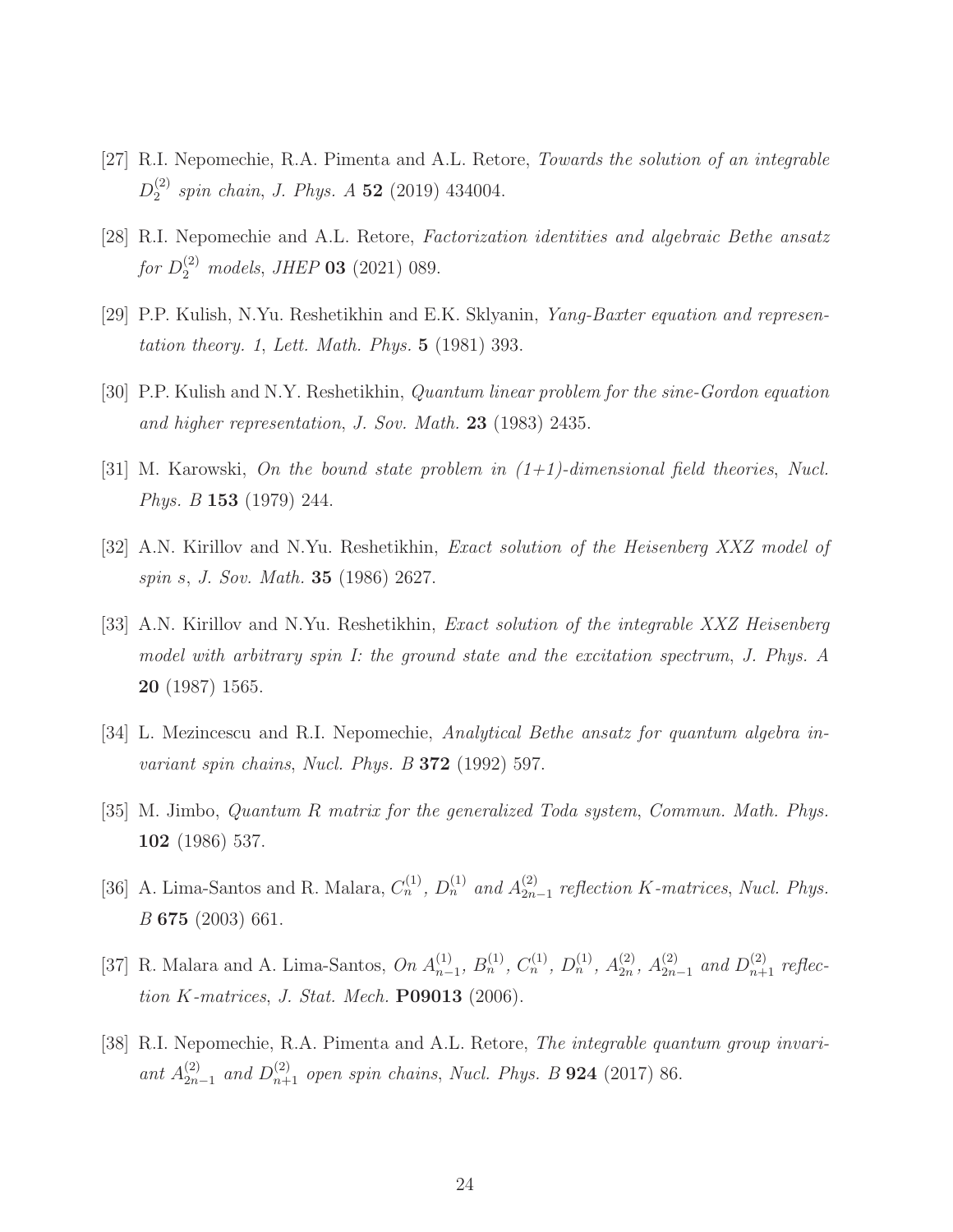[27] R.I. Nepomechie, R.A. Pimenta and A.L. Retore, *Towards the solution of an integrable $D_2^{(2)}$ spin chain*, *J. Phys. A* **52** (2019) 434004.

[28] R.I. Nepomechie and A.L. Retore, *Factorization identities and algebraic Bethe ansatz for $D_2^{(2)}$ models*, *JHEP* **03** (2021) 089.

[29] P.P. Kulish, N.Yu. Reshetikhin and E.K. Sklyanin, *Yang-Baxter equation and representation theory. 1*, *Lett. Math. Phys.* **5** (1981) 393.

[30] P.P. Kulish and N.Y. Reshetikhin, *Quantum linear problem for the sine-Gordon equation and higher representation*, *J. Sov. Math.* **23** (1983) 2435.

[31] M. Karowski, *On the bound state problem in (1+1)-dimensional field theories*, *Nucl. Phys. B* **153** (1979) 244.

[32] A.N. Kirillov and N.Yu. Reshetikhin, *Exact solution of the Heisenberg XXZ model of spin s*, *J. Sov. Math.* **35** (1986) 2627.

[33] A.N. Kirillov and N.Yu. Reshetikhin, *Exact solution of the integrable XXZ Heisenberg model with arbitrary spin I: the ground state and the excitation spectrum*, *J. Phys. A* **20** (1987) 1565.

[34] L. Mezincescu and R.I. Nepomechie, *Analytical Bethe ansatz for quantum algebra invariant spin chains*, *Nucl. Phys. B* **372** (1992) 597.

[35] M. Jimbo, *Quantum R matrix for the generalized Toda system*, *Commun. Math. Phys.* **102** (1986) 537.

[36] A. Lima-Santos and R. Malara, *$C_n^{(1)}$, $D_n^{(1)}$ and $A_{2n-1}^{(2)}$ reflection K-matrices*, *Nucl. Phys. B* **675** (2003) 661.

[37] R. Malara and A. Lima-Santos, *On $A_{n-1}^{(1)}$, $B_n^{(1)}$, $C_n^{(1)}$, $D_n^{(1)}$, $A_{2n}^{(2)}$, $A_{2n-1}^{(2)}$ and $D_{n+1}^{(2)}$ reflection K-matrices*, *J. Stat. Mech.* **P09013** (2006).

[38] R.I. Nepomechie, R.A. Pimenta and A.L. Retore, *The integrable quantum group invariant $A_{2n-1}^{(2)}$ and $D_{n+1}^{(2)}$ open spin chains*, *Nucl. Phys. B* **924** (2017) 86.